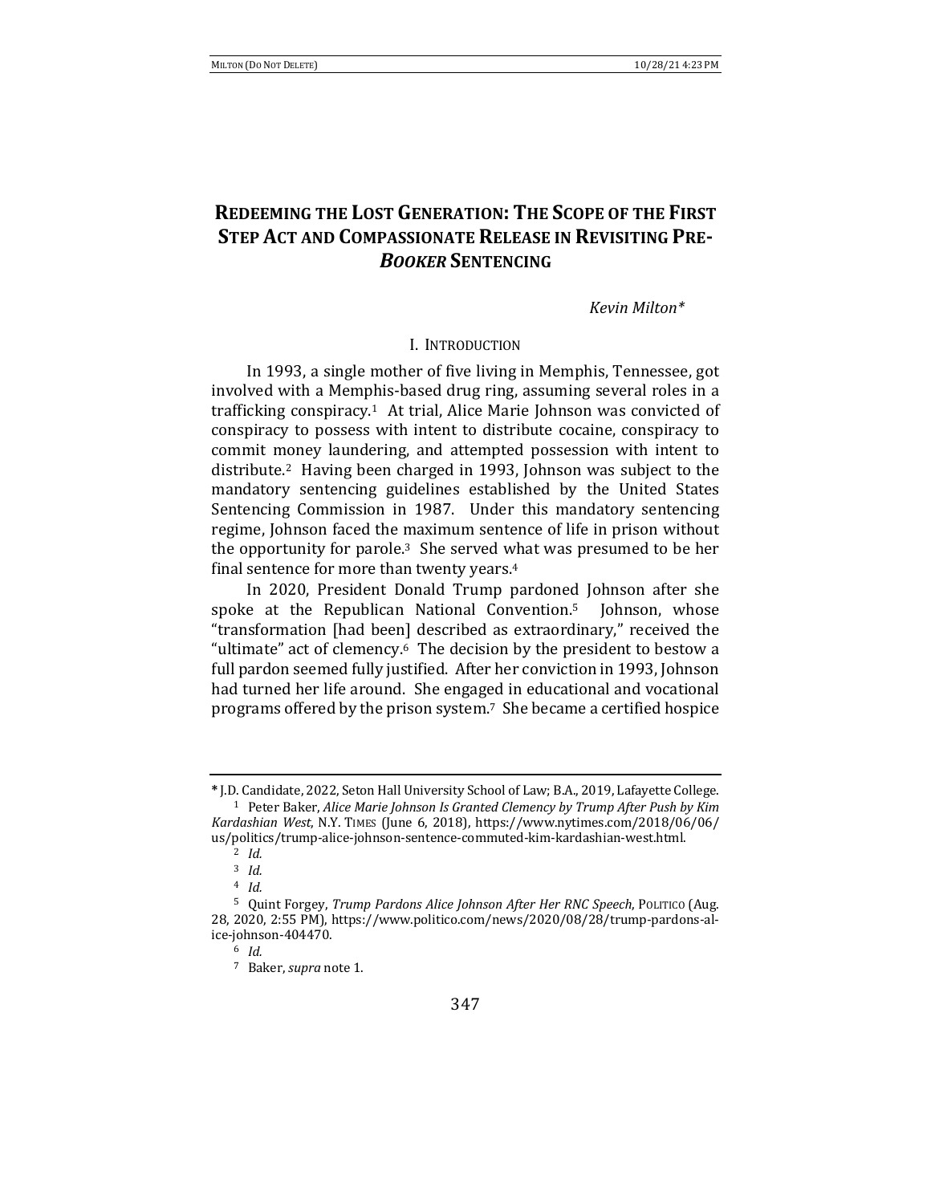# REDEEMING THE LOST GENERATION: THE SCOPE OF THE FIRST STEP ACT AND COMPASSIONATE RELEASE IN REVISITING PRE-*BOOKER* SENTENCING

*Kevin Milton**

## I. INTRODUCTION

In 1993, a single mother of five living in Memphis, Tennessee, got involved with a Memphis-based drug ring, assuming several roles in a trafficking conspiracy.[1] At trial, Alice Marie Johnson was convicted of conspiracy to possess with intent to distribute cocaine, conspiracy to commit money laundering, and attempted possession with intent to distribute.[2] Having been charged in 1993, Johnson was subject to the mandatory sentencing guidelines established by the United States Sentencing Commission in 1987. Under this mandatory sentencing regime, Johnson faced the maximum sentence of life in prison without the opportunity for parole.[3] She served what was presumed to be her final sentence for more than twenty years.[4]

In 2020, President Donald Trump pardoned Johnson after she spoke at the Republican National Convention.[5] Johnson, whose "transformation [had been] described as extraordinary," received the "ultimate" act of clemency.[6] The decision by the president to bestow a full pardon seemed fully justified. After her conviction in 1993, Johnson had turned her life around. She engaged in educational and vocational programs offered by the prison system.[7] She became a certified hospice

---

* J.D. Candidate, 2022, Seton Hall University School of Law; B.A., 2019, Lafayette College.

[1] Peter Baker, *Alice Marie Johnson Is Granted Clemency by Trump After Push by Kim Kardashian West*, N.Y. TIMES (June 6, 2018), https://www.nytimes.com/2018/06/06/us/politics/trump-alice-johnson-sentence-commuted-kim-kardashian-west.html.

[2] *Id.*

[3] *Id.*

[4] *Id.*

[5] Quint Forgey, *Trump Pardons Alice Johnson After Her RNC Speech*, POLITICO (Aug. 28, 2020, 2:55 PM), https://www.politico.com/news/2020/08/28/trump-pardons-alice-johnson-404470.

[6] *Id.*

[7] Baker, *supra* note 1.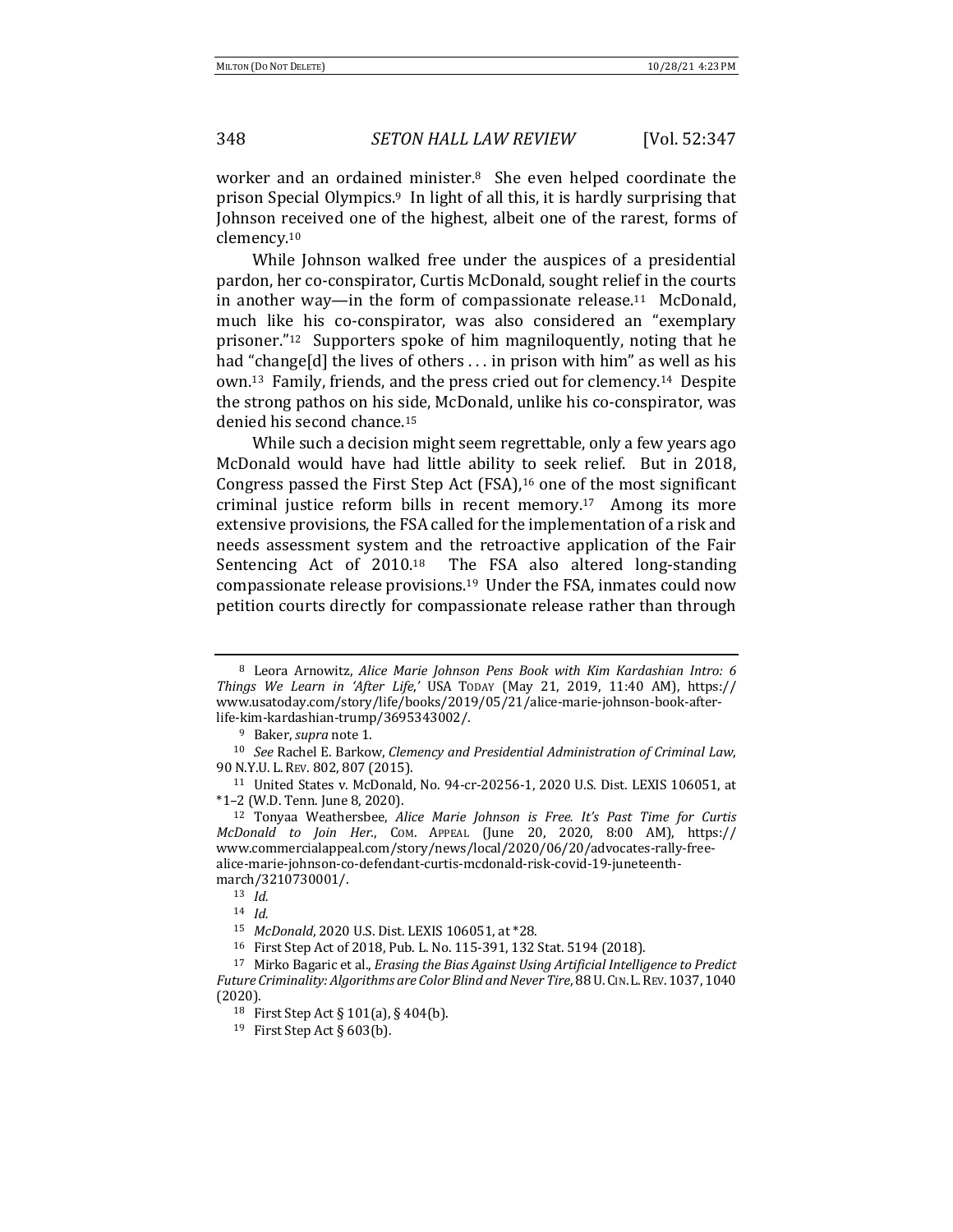worker and an ordained minister.[8] She even helped coordinate the prison Special Olympics.[9] In light of all this, it is hardly surprising that Johnson received one of the highest, albeit one of the rarest, forms of clemency.[10]

While Johnson walked free under the auspices of a presidential pardon, her co-conspirator, Curtis McDonald, sought relief in the courts in another way—in the form of compassionate release.[11] McDonald, much like his co-conspirator, was also considered an "exemplary prisoner."[12] Supporters spoke of him magniloquently, noting that he had "change[d] the lives of others . . . in prison with him" as well as his own.[13] Family, friends, and the press cried out for clemency.[14] Despite the strong pathos on his side, McDonald, unlike his co-conspirator, was denied his second chance.[15]

While such a decision might seem regrettable, only a few years ago McDonald would have had little ability to seek relief. But in 2018, Congress passed the First Step Act (FSA),[16] one of the most significant criminal justice reform bills in recent memory.[17] Among its more extensive provisions, the FSA called for the implementation of a risk and needs assessment system and the retroactive application of the Fair Sentencing Act of 2010.[18] The FSA also altered long-standing compassionate release provisions.[19] Under the FSA, inmates could now petition courts directly for compassionate release rather than through

---

[8] Leora Arnowitz, *Alice Marie Johnson Pens Book with Kim Kardashian Intro: 6 Things We Learn in 'After Life,'* USA TODAY (May 21, 2019, 11:40 AM), https://www.usatoday.com/story/life/books/2019/05/21/alice-marie-johnson-book-after-life-kim-kardashian-trump/3695343002/.

[9] Baker, *supra* note 1.

[10] *See* Rachel E. Barkow, *Clemency and Presidential Administration of Criminal Law*, 90 N.Y.U. L. REV. 802, 807 (2015).

[11] United States v. McDonald, No. 94-cr-20256-1, 2020 U.S. Dist. LEXIS 106051, at *1–2 (W.D. Tenn. June 8, 2020).

[12] Tonyaa Weathersbee, *Alice Marie Johnson is Free. It's Past Time for Curtis McDonald to Join Her.*, COM. APPEAL (June 20, 2020, 8:00 AM), https://www.commercialappeal.com/story/news/local/2020/06/20/advocates-rally-free-alice-marie-johnson-co-defendant-curtis-mcdonald-risk-covid-19-juneteenth-march/3210730001/.

[13] *Id.*

[14] *Id.*

[15] *McDonald*, 2020 U.S. Dist. LEXIS 106051, at *28.

[16] First Step Act of 2018, Pub. L. No. 115-391, 132 Stat. 5194 (2018).

[17] Mirko Bagaric et al., *Erasing the Bias Against Using Artificial Intelligence to Predict Future Criminality: Algorithms are Color Blind and Never Tire*, 88 U. CIN. L. REV. 1037, 1040 (2020).

[18] First Step Act § 101(a), § 404(b).

[19] First Step Act § 603(b).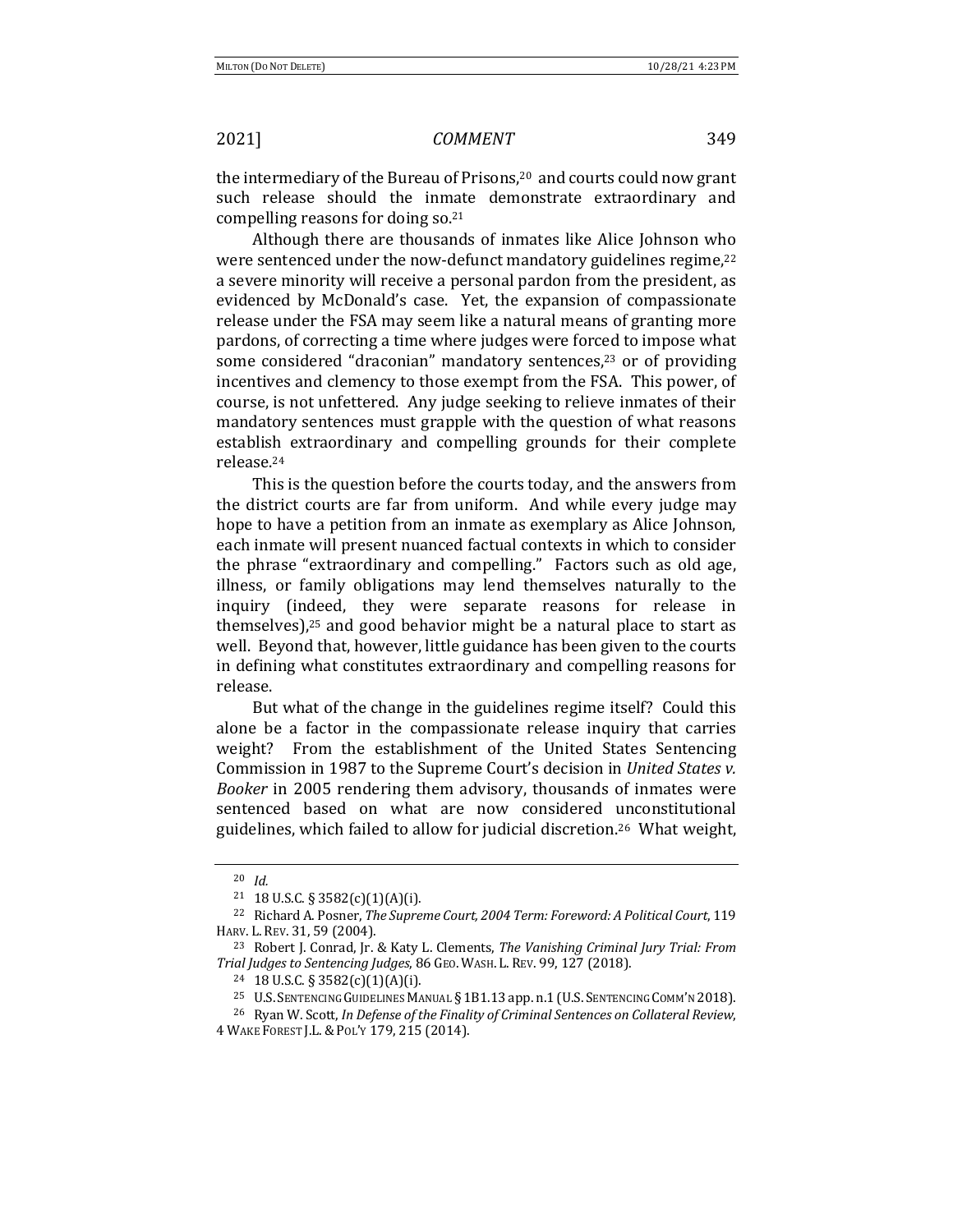the intermediary of the Bureau of Prisons,[20] and courts could now grant such release should the inmate demonstrate extraordinary and compelling reasons for doing so.[21]

Although there are thousands of inmates like Alice Johnson who were sentenced under the now-defunct mandatory guidelines regime,[22] a severe minority will receive a personal pardon from the president, as evidenced by McDonald's case. Yet, the expansion of compassionate release under the FSA may seem like a natural means of granting more pardons, of correcting a time where judges were forced to impose what some considered "draconian" mandatory sentences,[23] or of providing incentives and clemency to those exempt from the FSA. This power, of course, is not unfettered. Any judge seeking to relieve inmates of their mandatory sentences must grapple with the question of what reasons establish extraordinary and compelling grounds for their complete release.[24]

This is the question before the courts today, and the answers from the district courts are far from uniform. And while every judge may hope to have a petition from an inmate as exemplary as Alice Johnson, each inmate will present nuanced factual contexts in which to consider the phrase "extraordinary and compelling." Factors such as old age, illness, or family obligations may lend themselves naturally to the inquiry (indeed, they were separate reasons for release in themselves),[25] and good behavior might be a natural place to start as well. Beyond that, however, little guidance has been given to the courts in defining what constitutes extraordinary and compelling reasons for release.

But what of the change in the guidelines regime itself? Could this alone be a factor in the compassionate release inquiry that carries weight? From the establishment of the United States Sentencing Commission in 1987 to the Supreme Court's decision in *United States v. Booker* in 2005 rendering them advisory, thousands of inmates were sentenced based on what are now considered unconstitutional guidelines, which failed to allow for judicial discretion.[26] What weight,

---

[20] *Id.*

[21] 18 U.S.C. § 3582(c)(1)(A)(i).

[22] Richard A. Posner, *The Supreme Court, 2004 Term: Foreword: A Political Court*, 119 HARV. L. REV. 31, 59 (2004).

[23] Robert J. Conrad, Jr. & Katy L. Clements, *The Vanishing Criminal Jury Trial: From Trial Judges to Sentencing Judges*, 86 GEO. WASH. L. REV. 99, 127 (2018).

[24] 18 U.S.C. § 3582(c)(1)(A)(i).

[25] U.S. SENTENCING GUIDELINES MANUAL § 1B1.13 app. n.1 (U.S. SENTENCING COMM'N 2018).

[26] Ryan W. Scott, *In Defense of the Finality of Criminal Sentences on Collateral Review*, 4 WAKE FOREST J.L. & POL'Y 179, 215 (2014).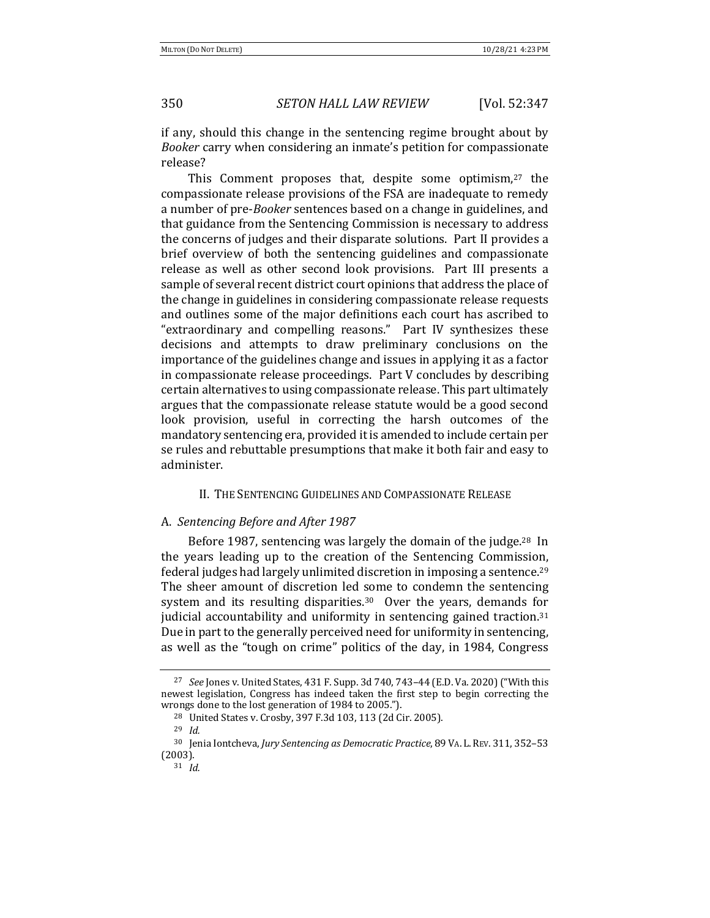if any, should this change in the sentencing regime brought about by *Booker* carry when considering an inmate's petition for compassionate release?

This Comment proposes that, despite some optimism,[27] the compassionate release provisions of the FSA are inadequate to remedy a number of pre-*Booker* sentences based on a change in guidelines, and that guidance from the Sentencing Commission is necessary to address the concerns of judges and their disparate solutions. Part II provides a brief overview of both the sentencing guidelines and compassionate release as well as other second look provisions. Part III presents a sample of several recent district court opinions that address the place of the change in guidelines in considering compassionate release requests and outlines some of the major definitions each court has ascribed to "extraordinary and compelling reasons." Part IV synthesizes these decisions and attempts to draw preliminary conclusions on the importance of the guidelines change and issues in applying it as a factor in compassionate release proceedings. Part V concludes by describing certain alternatives to using compassionate release. This part ultimately argues that the compassionate release statute would be a good second look provision, useful in correcting the harsh outcomes of the mandatory sentencing era, provided it is amended to include certain per se rules and rebuttable presumptions that make it both fair and easy to administer.

## II. THE SENTENCING GUIDELINES AND COMPASSIONATE RELEASE

### A. *Sentencing Before and After 1987*

Before 1987, sentencing was largely the domain of the judge.[28] In the years leading up to the creation of the Sentencing Commission, federal judges had largely unlimited discretion in imposing a sentence.[29] The sheer amount of discretion led some to condemn the sentencing system and its resulting disparities.[30] Over the years, demands for judicial accountability and uniformity in sentencing gained traction.[31] Due in part to the generally perceived need for uniformity in sentencing, as well as the "tough on crime" politics of the day, in 1984, Congress

---

[27] *See* Jones v. United States, 431 F. Supp. 3d 740, 743–44 (E.D. Va. 2020) ("With this newest legislation, Congress has indeed taken the first step to begin correcting the wrongs done to the lost generation of 1984 to 2005.").

[28] United States v. Crosby, 397 F.3d 103, 113 (2d Cir. 2005).

[29] *Id.*

[30] Jenia Iontcheva, *Jury Sentencing as Democratic Practice*, 89 VA. L. REV. 311, 352–53 (2003).

[31] *Id.*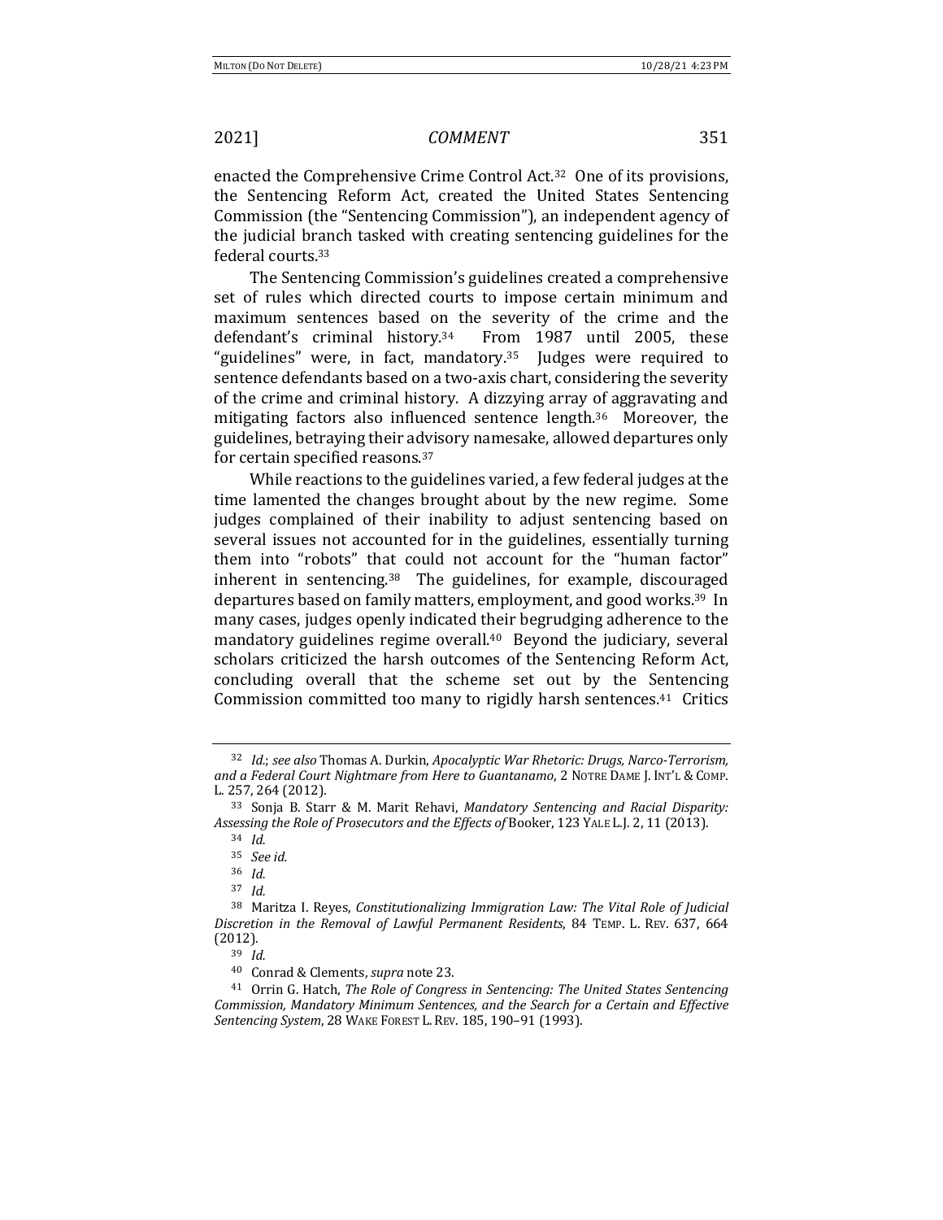enacted the Comprehensive Crime Control Act.[32] One of its provisions, the Sentencing Reform Act, created the United States Sentencing Commission (the "Sentencing Commission"), an independent agency of the judicial branch tasked with creating sentencing guidelines for the federal courts.[33]

The Sentencing Commission's guidelines created a comprehensive set of rules which directed courts to impose certain minimum and maximum sentences based on the severity of the crime and the defendant's criminal history.[34] From 1987 until 2005, these "guidelines" were, in fact, mandatory.[35] Judges were required to sentence defendants based on a two-axis chart, considering the severity of the crime and criminal history. A dizzying array of aggravating and mitigating factors also influenced sentence length.[36] Moreover, the guidelines, betraying their advisory namesake, allowed departures only for certain specified reasons.[37]

While reactions to the guidelines varied, a few federal judges at the time lamented the changes brought about by the new regime. Some judges complained of their inability to adjust sentencing based on several issues not accounted for in the guidelines, essentially turning them into "robots" that could not account for the "human factor" inherent in sentencing.[38] The guidelines, for example, discouraged departures based on family matters, employment, and good works.[39] In many cases, judges openly indicated their begrudging adherence to the mandatory guidelines regime overall.[40] Beyond the judiciary, several scholars criticized the harsh outcomes of the Sentencing Reform Act, concluding overall that the scheme set out by the Sentencing Commission committed too many to rigidly harsh sentences.[41] Critics

---

[32] *Id.*; *see also* Thomas A. Durkin, *Apocalyptic War Rhetoric: Drugs, Narco-Terrorism, and a Federal Court Nightmare from Here to Guantanamo*, 2 NOTRE DAME J. INT'L & COMP. L. 257, 264 (2012).

[33] Sonja B. Starr & M. Marit Rehavi, *Mandatory Sentencing and Racial Disparity: Assessing the Role of Prosecutors and the Effects of* Booker, 123 YALE L.J. 2, 11 (2013).

[34] *Id.*

[35] *See id.*

[36] *Id.*

[37] *Id.*

[38] Maritza I. Reyes, *Constitutionalizing Immigration Law: The Vital Role of Judicial Discretion in the Removal of Lawful Permanent Residents*, 84 TEMP. L. REV. 637, 664 (2012).

[39] *Id.*

[40] Conrad & Clements, *supra* note 23.

[41] Orrin G. Hatch, *The Role of Congress in Sentencing: The United States Sentencing Commission, Mandatory Minimum Sentences, and the Search for a Certain and Effective Sentencing System*, 28 WAKE FOREST L. REV. 185, 190–91 (1993).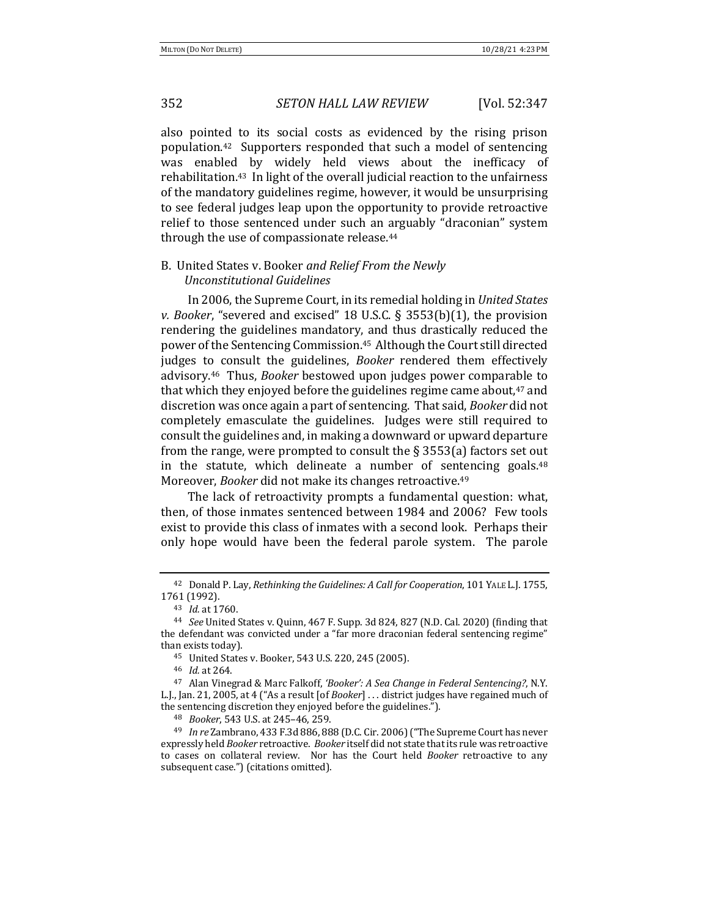also pointed to its social costs as evidenced by the rising prison population.[42] Supporters responded that such a model of sentencing was enabled by widely held views about the inefficacy of rehabilitation.[43] In light of the overall judicial reaction to the unfairness of the mandatory guidelines regime, however, it would be unsurprising to see federal judges leap upon the opportunity to provide retroactive relief to those sentenced under such an arguably "draconian" system through the use of compassionate release.[44]

### B. United States v. Booker *and Relief From the Newly Unconstitutional Guidelines*

In 2006, the Supreme Court, in its remedial holding in *United States v. Booker*, "severed and excised" 18 U.S.C. § 3553(b)(1), the provision rendering the guidelines mandatory, and thus drastically reduced the power of the Sentencing Commission.[45] Although the Court still directed judges to consult the guidelines, *Booker* rendered them effectively advisory.[46] Thus, *Booker* bestowed upon judges power comparable to that which they enjoyed before the guidelines regime came about,[47] and discretion was once again a part of sentencing. That said, *Booker* did not completely emasculate the guidelines. Judges were still required to consult the guidelines and, in making a downward or upward departure from the range, were prompted to consult the § 3553(a) factors set out in the statute, which delineate a number of sentencing goals.[48] Moreover, *Booker* did not make its changes retroactive.[49]

The lack of retroactivity prompts a fundamental question: what, then, of those inmates sentenced between 1984 and 2006? Few tools exist to provide this class of inmates with a second look. Perhaps their only hope would have been the federal parole system. The parole

---

[42] Donald P. Lay, *Rethinking the Guidelines: A Call for Cooperation*, 101 YALE L.J. 1755, 1761 (1992).

[43] *Id.* at 1760.

[44] *See* United States v. Quinn, 467 F. Supp. 3d 824, 827 (N.D. Cal. 2020) (finding that the defendant was convicted under a "far more draconian federal sentencing regime" than exists today).

[45] United States v. Booker, 543 U.S. 220, 245 (2005).

[46] *Id.* at 264.

[47] Alan Vinegrad & Marc Falkoff, *'Booker': A Sea Change in Federal Sentencing?*, N.Y. L.J., Jan. 21, 2005, at 4 ("As a result [of *Booker*] . . . district judges have regained much of the sentencing discretion they enjoyed before the guidelines.").

[48] *Booker*, 543 U.S. at 245–46, 259.

[49] *In re* Zambrano, 433 F.3d 886, 888 (D.C. Cir. 2006) ("The Supreme Court has never expressly held *Booker* retroactive. *Booker* itself did not state that its rule was retroactive to cases on collateral review. Nor has the Court held *Booker* retroactive to any subsequent case.") (citations omitted).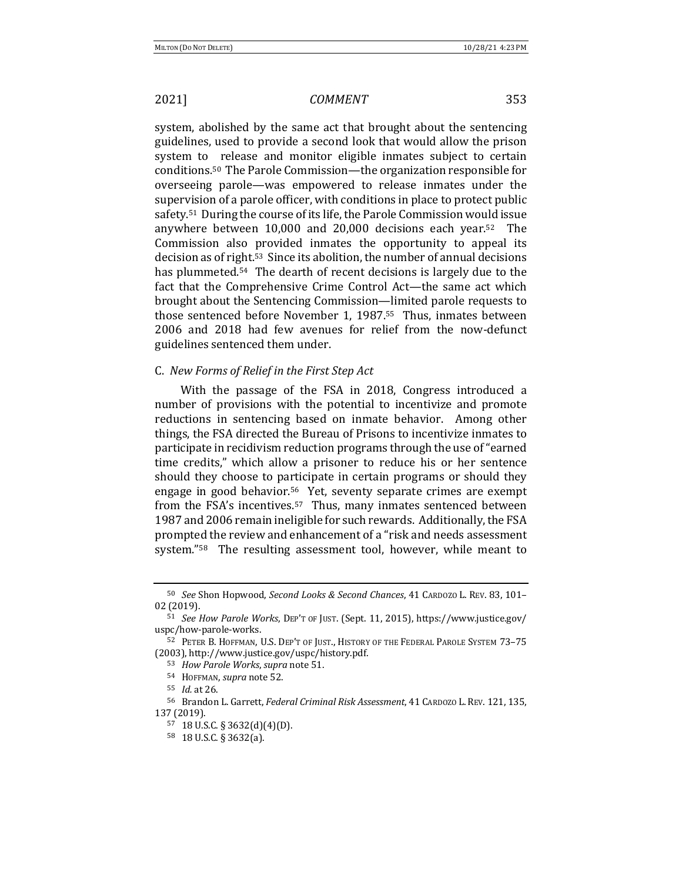system, abolished by the same act that brought about the sentencing guidelines, used to provide a second look that would allow the prison system to release and monitor eligible inmates subject to certain conditions.[50] The Parole Commission—the organization responsible for overseeing parole—was empowered to release inmates under the supervision of a parole officer, with conditions in place to protect public safety.[51] During the course of its life, the Parole Commission would issue anywhere between 10,000 and 20,000 decisions each year.[52] The Commission also provided inmates the opportunity to appeal its decision as of right.[53] Since its abolition, the number of annual decisions has plummeted.[54] The dearth of recent decisions is largely due to the fact that the Comprehensive Crime Control Act—the same act which brought about the Sentencing Commission—limited parole requests to those sentenced before November 1, 1987.[55] Thus, inmates between 2006 and 2018 had few avenues for relief from the now-defunct guidelines sentenced them under.

### C. *New Forms of Relief in the First Step Act*

With the passage of the FSA in 2018, Congress introduced a number of provisions with the potential to incentivize and promote reductions in sentencing based on inmate behavior. Among other things, the FSA directed the Bureau of Prisons to incentivize inmates to participate in recidivism reduction programs through the use of "earned time credits," which allow a prisoner to reduce his or her sentence should they choose to participate in certain programs or should they engage in good behavior.[56] Yet, seventy separate crimes are exempt from the FSA's incentives.[57] Thus, many inmates sentenced between 1987 and 2006 remain ineligible for such rewards. Additionally, the FSA prompted the review and enhancement of a "risk and needs assessment system."[58] The resulting assessment tool, however, while meant to

---

[50] *See* Shon Hopwood, *Second Looks & Second Chances*, 41 CARDOZO L. REV. 83, 101–02 (2019).

[51] *See How Parole Works*, DEP'T OF JUST. (Sept. 11, 2015), https://www.justice.gov/uspc/how-parole-works.

[52] PETER B. HOFFMAN, U.S. DEP'T OF JUST., HISTORY OF THE FEDERAL PAROLE SYSTEM 73–75 (2003), http://www.justice.gov/uspc/history.pdf.

[53] *How Parole Works*, *supra* note 51.

[54] HOFFMAN, *supra* note 52.

[55] *Id.* at 26.

[56] Brandon L. Garrett, *Federal Criminal Risk Assessment*, 41 CARDOZO L. REV. 121, 135, 137 (2019).

[57] 18 U.S.C. § 3632(d)(4)(D).

[58] 18 U.S.C. § 3632(a).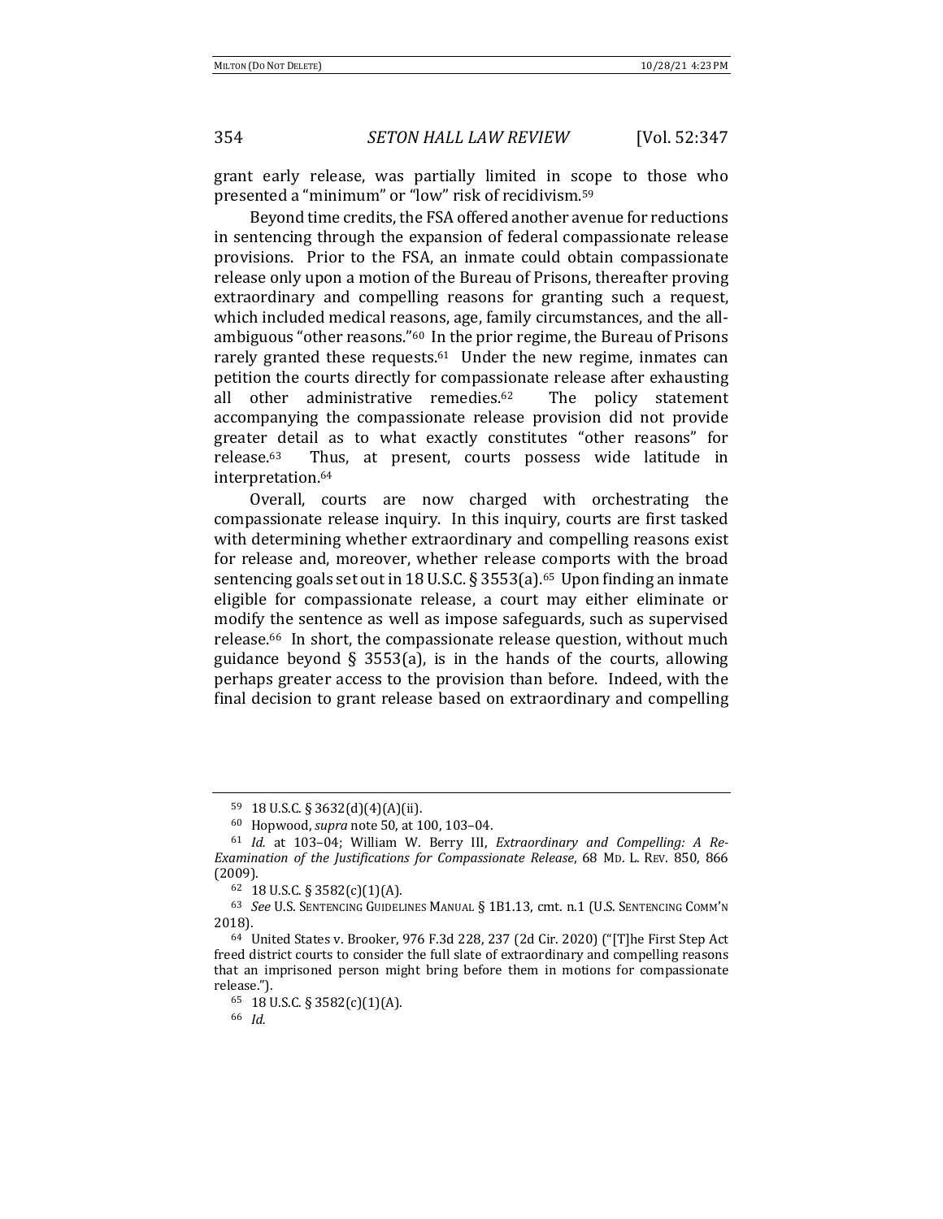grant early release, was partially limited in scope to those who presented a "minimum" or "low" risk of recidivism.[59]

Beyond time credits, the FSA offered another avenue for reductions in sentencing through the expansion of federal compassionate release provisions. Prior to the FSA, an inmate could obtain compassionate release only upon a motion of the Bureau of Prisons, thereafter proving extraordinary and compelling reasons for granting such a request, which included medical reasons, age, family circumstances, and the all-ambiguous "other reasons."[60] In the prior regime, the Bureau of Prisons rarely granted these requests.[61] Under the new regime, inmates can petition the courts directly for compassionate release after exhausting all other administrative remedies.[62] The policy statement accompanying the compassionate release provision did not provide greater detail as to what exactly constitutes "other reasons" for release.[63] Thus, at present, courts possess wide latitude in interpretation.[64]

Overall, courts are now charged with orchestrating the compassionate release inquiry. In this inquiry, courts are first tasked with determining whether extraordinary and compelling reasons exist for release and, moreover, whether release comports with the broad sentencing goals set out in 18 U.S.C. § 3553(a).[65] Upon finding an inmate eligible for compassionate release, a court may either eliminate or modify the sentence as well as impose safeguards, such as supervised release.[66] In short, the compassionate release question, without much guidance beyond § 3553(a), is in the hands of the courts, allowing perhaps greater access to the provision than before. Indeed, with the final decision to grant release based on extraordinary and compelling

---

[59] 18 U.S.C. § 3632(d)(4)(A)(ii).

[60] Hopwood, *supra* note 50, at 100, 103–04.

[61] *Id.* at 103–04; William W. Berry III, *Extraordinary and Compelling: A Re-Examination of the Justifications for Compassionate Release*, 68 MD. L. REV. 850, 866 (2009).

[62] 18 U.S.C. § 3582(c)(1)(A).

[63] *See* U.S. SENTENCING GUIDELINES MANUAL § 1B1.13, cmt. n.1 (U.S. SENTENCING COMM'N 2018).

[64] United States v. Brooker, 976 F.3d 228, 237 (2d Cir. 2020) ("[T]he First Step Act freed district courts to consider the full slate of extraordinary and compelling reasons that an imprisoned person might bring before them in motions for compassionate release.").

[65] 18 U.S.C. § 3582(c)(1)(A).

[66] *Id.*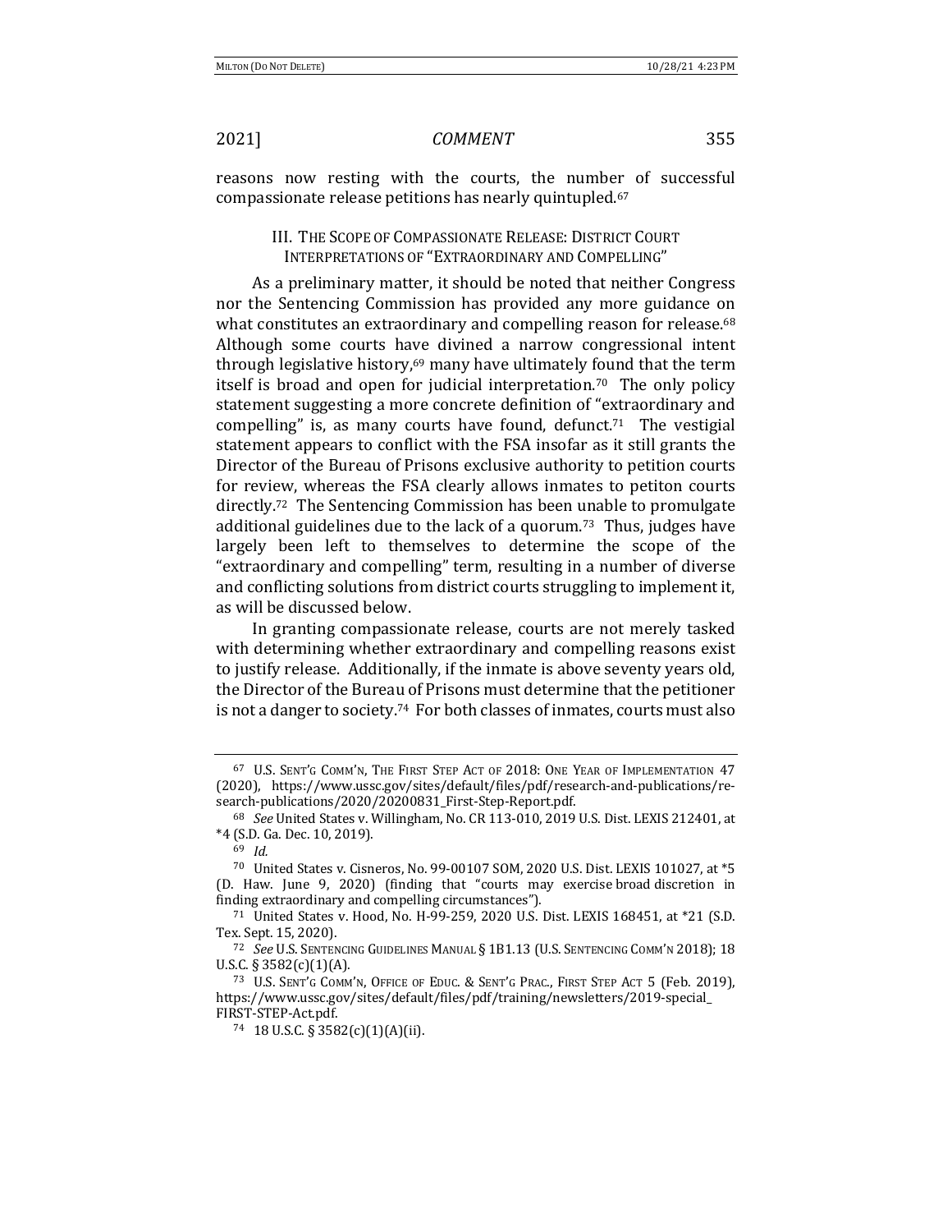reasons now resting with the courts, the number of successful compassionate release petitions has nearly quintupled.[67]

## III. The Scope of Compassionate Release: District Court Interpretations of "Extraordinary and Compelling"

As a preliminary matter, it should be noted that neither Congress nor the Sentencing Commission has provided any more guidance on what constitutes an extraordinary and compelling reason for release.[68] Although some courts have divined a narrow congressional intent through legislative history,[69] many have ultimately found that the term itself is broad and open for judicial interpretation.[70] The only policy statement suggesting a more concrete definition of "extraordinary and compelling" is, as many courts have found, defunct.[71] The vestigial statement appears to conflict with the FSA insofar as it still grants the Director of the Bureau of Prisons exclusive authority to petition courts for review, whereas the FSA clearly allows inmates to petiton courts directly.[72] The Sentencing Commission has been unable to promulgate additional guidelines due to the lack of a quorum.[73] Thus, judges have largely been left to themselves to determine the scope of the "extraordinary and compelling" term, resulting in a number of diverse and conflicting solutions from district courts struggling to implement it, as will be discussed below.

In granting compassionate release, courts are not merely tasked with determining whether extraordinary and compelling reasons exist to justify release. Additionally, if the inmate is above seventy years old, the Director of the Bureau of Prisons must determine that the petitioner is not a danger to society.[74] For both classes of inmates, courts must also

---

[67] U.S. Sent'g Comm'n, The First Step Act of 2018: One Year of Implementation 47 (2020), https://www.ussc.gov/sites/default/files/pdf/research-and-publications/research-publications/2020/20200831_First-Step-Report.pdf.

[68] *See* United States v. Willingham, No. CR 113-010, 2019 U.S. Dist. LEXIS 212401, at \*4 (S.D. Ga. Dec. 10, 2019).

[69] *Id.*

[70] United States v. Cisneros, No. 99-00107 SOM, 2020 U.S. Dist. LEXIS 101027, at \*5 (D. Haw. June 9, 2020) (finding that "courts may exercise broad discretion in finding extraordinary and compelling circumstances").

[71] United States v. Hood, No. H-99-259, 2020 U.S. Dist. LEXIS 168451, at \*21 (S.D. Tex. Sept. 15, 2020).

[72] *See* U.S. Sentencing Guidelines Manual § 1B1.13 (U.S. Sentencing Comm'n 2018); 18 U.S.C. § 3582(c)(1)(A).

[73] U.S. Sent'g Comm'n, Office of Educ. & Sent'g Prac., First Step Act 5 (Feb. 2019), https://www.ussc.gov/sites/default/files/pdf/training/newsletters/2019-special_FIRST-STEP-Act.pdf.

[74] 18 U.S.C. § 3582(c)(1)(A)(ii).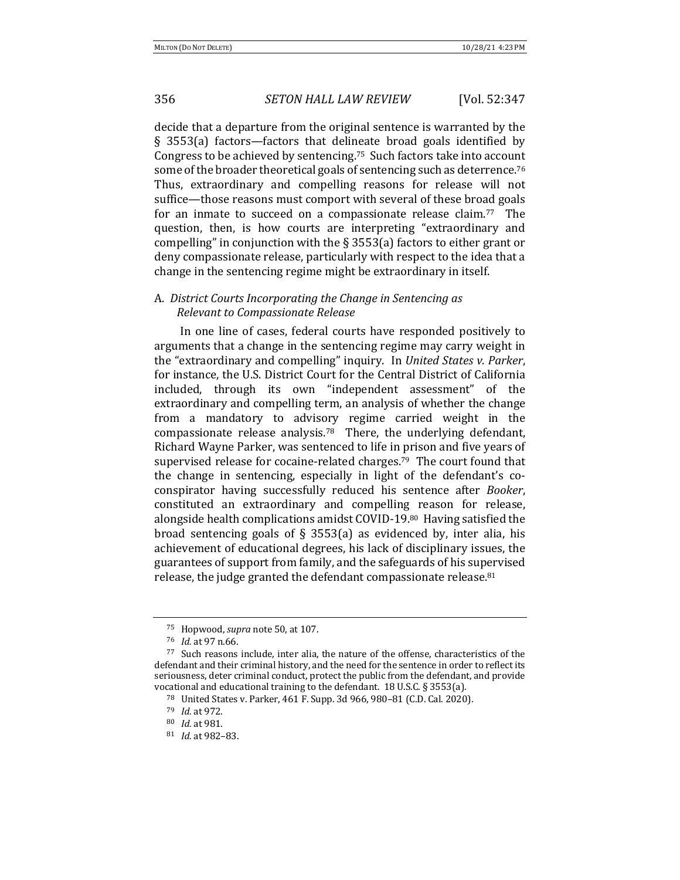decide that a departure from the original sentence is warranted by the § 3553(a) factors—factors that delineate broad goals identified by Congress to be achieved by sentencing.[75] Such factors take into account some of the broader theoretical goals of sentencing such as deterrence.[76] Thus, extraordinary and compelling reasons for release will not suffice—those reasons must comport with several of these broad goals for an inmate to succeed on a compassionate release claim.[77] The question, then, is how courts are interpreting "extraordinary and compelling" in conjunction with the § 3553(a) factors to either grant or deny compassionate release, particularly with respect to the idea that a change in the sentencing regime might be extraordinary in itself.

### A. *District Courts Incorporating the Change in Sentencing as Relevant to Compassionate Release*

In one line of cases, federal courts have responded positively to arguments that a change in the sentencing regime may carry weight in the "extraordinary and compelling" inquiry. In *United States v. Parker*, for instance, the U.S. District Court for the Central District of California included, through its own "independent assessment" of the extraordinary and compelling term, an analysis of whether the change from a mandatory to advisory regime carried weight in the compassionate release analysis.[78] There, the underlying defendant, Richard Wayne Parker, was sentenced to life in prison and five years of supervised release for cocaine-related charges.[79] The court found that the change in sentencing, especially in light of the defendant's co-conspirator having successfully reduced his sentence after *Booker*, constituted an extraordinary and compelling reason for release, alongside health complications amidst COVID-19.[80] Having satisfied the broad sentencing goals of § 3553(a) as evidenced by, inter alia, his achievement of educational degrees, his lack of disciplinary issues, the guarantees of support from family, and the safeguards of his supervised release, the judge granted the defendant compassionate release.[81]

---

[75] Hopwood, *supra* note 50, at 107.

[76] *Id.* at 97 n.66.

[77] Such reasons include, inter alia, the nature of the offense, characteristics of the defendant and their criminal history, and the need for the sentence in order to reflect its seriousness, deter criminal conduct, protect the public from the defendant, and provide vocational and educational training to the defendant. 18 U.S.C. § 3553(a).

[78] United States v. Parker, 461 F. Supp. 3d 966, 980–81 (C.D. Cal. 2020).

[79] *Id.* at 972.

[80] *Id.* at 981.

[81] *Id.* at 982–83.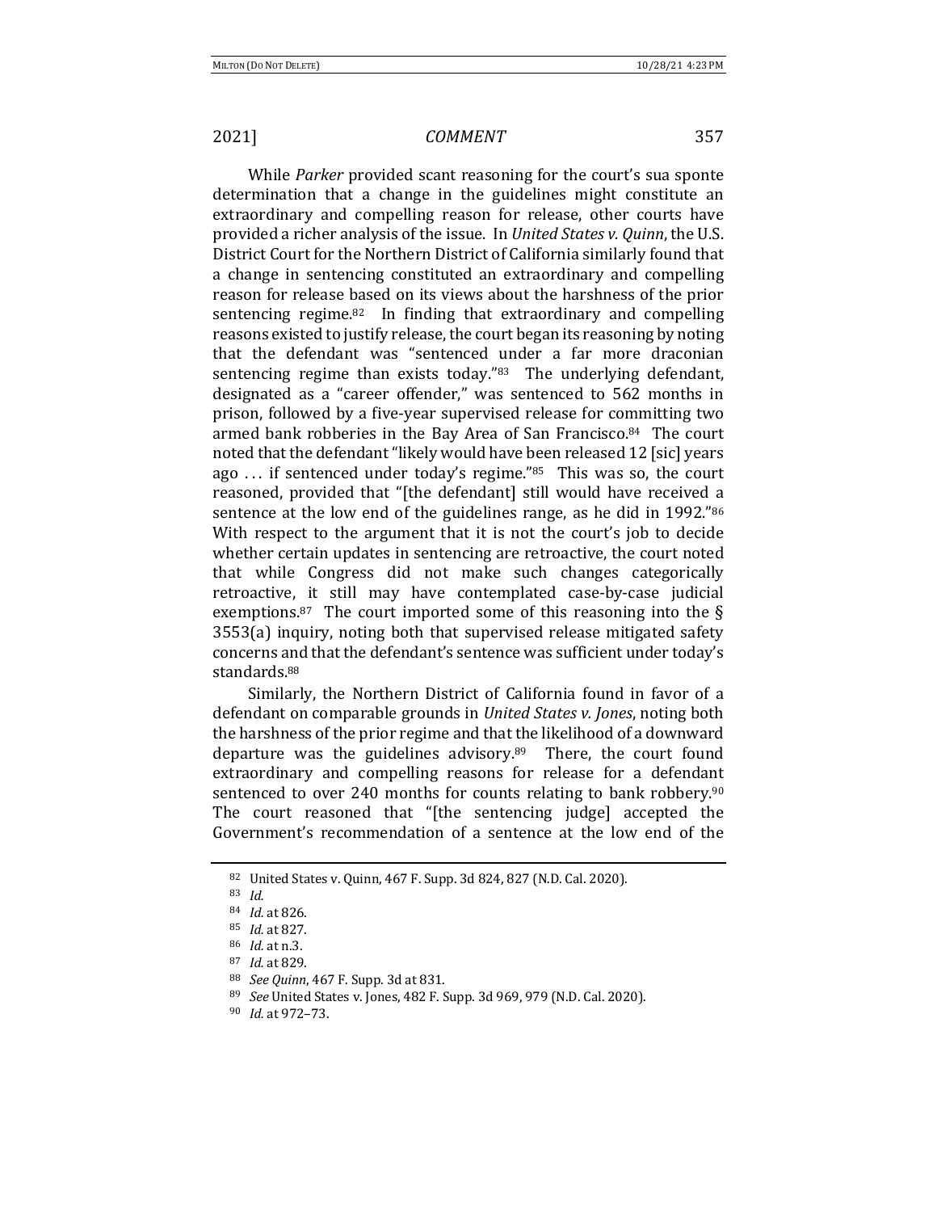While *Parker* provided scant reasoning for the court's sua sponte determination that a change in the guidelines might constitute an extraordinary and compelling reason for release, other courts have provided a richer analysis of the issue. In *United States v. Quinn*, the U.S. District Court for the Northern District of California similarly found that a change in sentencing constituted an extraordinary and compelling reason for release based on its views about the harshness of the prior sentencing regime.[82] In finding that extraordinary and compelling reasons existed to justify release, the court began its reasoning by noting that the defendant was "sentenced under a far more draconian sentencing regime than exists today."[83] The underlying defendant, designated as a "career offender," was sentenced to 562 months in prison, followed by a five-year supervised release for committing two armed bank robberies in the Bay Area of San Francisco.[84] The court noted that the defendant "likely would have been released 12 [sic] years ago . . . if sentenced under today's regime."[85] This was so, the court reasoned, provided that "[the defendant] still would have received a sentence at the low end of the guidelines range, as he did in 1992."[86] With respect to the argument that it is not the court's job to decide whether certain updates in sentencing are retroactive, the court noted that while Congress did not make such changes categorically retroactive, it still may have contemplated case-by-case judicial exemptions.[87] The court imported some of this reasoning into the § 3553(a) inquiry, noting both that supervised release mitigated safety concerns and that the defendant's sentence was sufficient under today's standards.[88]

Similarly, the Northern District of California found in favor of a defendant on comparable grounds in *United States v. Jones*, noting both the harshness of the prior regime and that the likelihood of a downward departure was the guidelines advisory.[89] There, the court found extraordinary and compelling reasons for release for a defendant sentenced to over 240 months for counts relating to bank robbery.[90] The court reasoned that "[the sentencing judge] accepted the Government's recommendation of a sentence at the low end of the

---

[82] United States v. Quinn, 467 F. Supp. 3d 824, 827 (N.D. Cal. 2020).

[83] *Id.*

[84] *Id.* at 826.

[85] *Id.* at 827.

[86] *Id.* at n.3.

[87] *Id.* at 829.

[88] *See Quinn*, 467 F. Supp. 3d at 831.

[89] *See* United States v. Jones, 482 F. Supp. 3d 969, 979 (N.D. Cal. 2020).

[90] *Id.* at 972–73.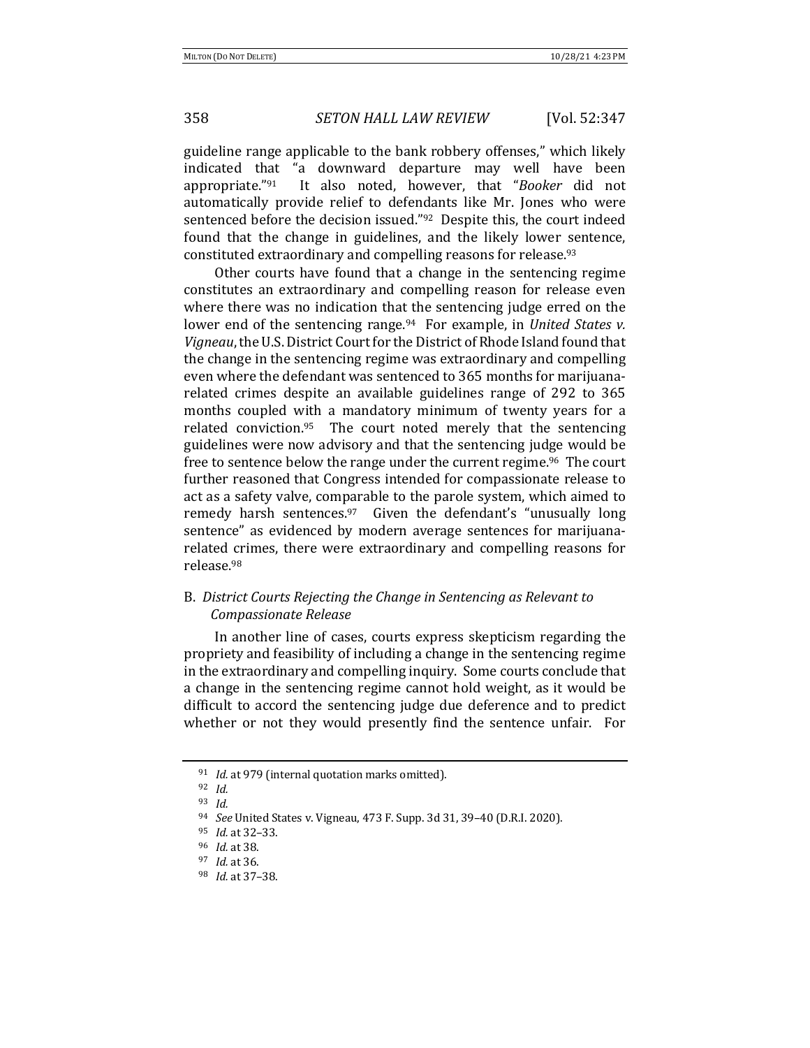guideline range applicable to the bank robbery offenses," which likely indicated that "a downward departure may well have been appropriate."[91] It also noted, however, that "*Booker* did not automatically provide relief to defendants like Mr. Jones who were sentenced before the decision issued."[92] Despite this, the court indeed found that the change in guidelines, and the likely lower sentence, constituted extraordinary and compelling reasons for release.[93]

Other courts have found that a change in the sentencing regime constitutes an extraordinary and compelling reason for release even where there was no indication that the sentencing judge erred on the lower end of the sentencing range.[94] For example, in *United States v. Vigneau*, the U.S. District Court for the District of Rhode Island found that the change in the sentencing regime was extraordinary and compelling even where the defendant was sentenced to 365 months for marijuana-related crimes despite an available guidelines range of 292 to 365 months coupled with a mandatory minimum of twenty years for a related conviction.[95] The court noted merely that the sentencing guidelines were now advisory and that the sentencing judge would be free to sentence below the range under the current regime.[96] The court further reasoned that Congress intended for compassionate release to act as a safety valve, comparable to the parole system, which aimed to remedy harsh sentences.[97] Given the defendant's "unusually long sentence" as evidenced by modern average sentences for marijuana-related crimes, there were extraordinary and compelling reasons for release.[98]

### B. *District Courts Rejecting the Change in Sentencing as Relevant to Compassionate Release*

In another line of cases, courts express skepticism regarding the propriety and feasibility of including a change in the sentencing regime in the extraordinary and compelling inquiry. Some courts conclude that a change in the sentencing regime cannot hold weight, as it would be difficult to accord the sentencing judge due deference and to predict whether or not they would presently find the sentence unfair. For

---

[91] *Id.* at 979 (internal quotation marks omitted).

[92] *Id.*

[93] *Id.*

[94] *See* United States v. Vigneau, 473 F. Supp. 3d 31, 39–40 (D.R.I. 2020).

[95] *Id.* at 32–33.

[96] *Id.* at 38.

[97] *Id.* at 36.

[98] *Id.* at 37–38.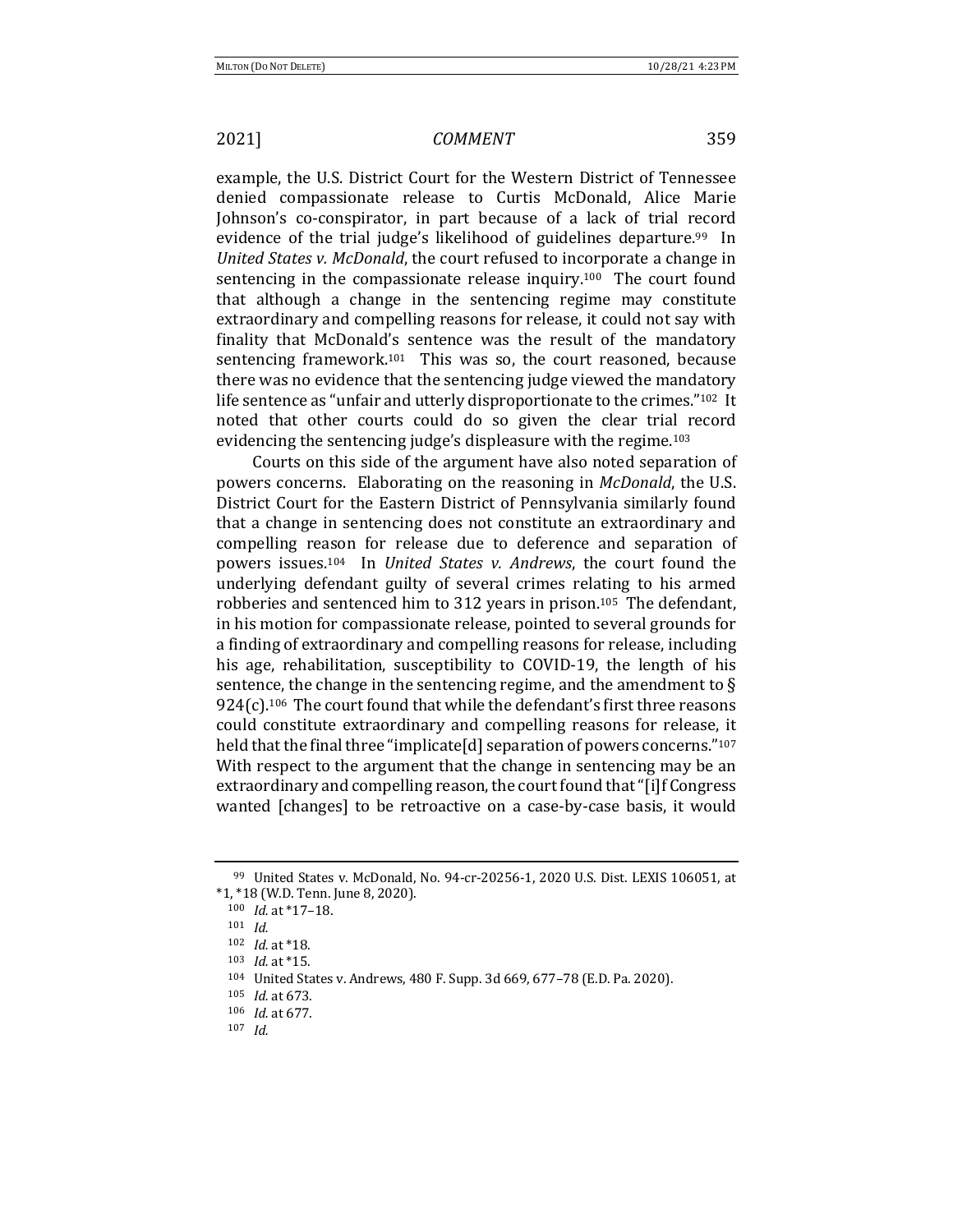example, the U.S. District Court for the Western District of Tennessee denied compassionate release to Curtis McDonald, Alice Marie Johnson's co-conspirator, in part because of a lack of trial record evidence of the trial judge's likelihood of guidelines departure.[99] In *United States v. McDonald*, the court refused to incorporate a change in sentencing in the compassionate release inquiry.[100] The court found that although a change in the sentencing regime may constitute extraordinary and compelling reasons for release, it could not say with finality that McDonald's sentence was the result of the mandatory sentencing framework.[101] This was so, the court reasoned, because there was no evidence that the sentencing judge viewed the mandatory life sentence as "unfair and utterly disproportionate to the crimes."[102] It noted that other courts could do so given the clear trial record evidencing the sentencing judge's displeasure with the regime.[103]

Courts on this side of the argument have also noted separation of powers concerns. Elaborating on the reasoning in *McDonald*, the U.S. District Court for the Eastern District of Pennsylvania similarly found that a change in sentencing does not constitute an extraordinary and compelling reason for release due to deference and separation of powers issues.[104] In *United States v. Andrews*, the court found the underlying defendant guilty of several crimes relating to his armed robberies and sentenced him to 312 years in prison.[105] The defendant, in his motion for compassionate release, pointed to several grounds for a finding of extraordinary and compelling reasons for release, including his age, rehabilitation, susceptibility to COVID-19, the length of his sentence, the change in the sentencing regime, and the amendment to § 924(c).[106] The court found that while the defendant's first three reasons could constitute extraordinary and compelling reasons for release, it held that the final three "implicate[d] separation of powers concerns."[107] With respect to the argument that the change in sentencing may be an extraordinary and compelling reason, the court found that "[i]f Congress wanted [changes] to be retroactive on a case-by-case basis, it would

---

[99] United States v. McDonald, No. 94-cr-20256-1, 2020 U.S. Dist. LEXIS 106051, at *1, *18 (W.D. Tenn. June 8, 2020).

[100] *Id.* at *17–18.

[101] *Id.*

[102] *Id.* at *18.

[103] *Id.* at *15.

[104] United States v. Andrews, 480 F. Supp. 3d 669, 677–78 (E.D. Pa. 2020).

[105] *Id.* at 673.

[106] *Id.* at 677.

[107] *Id.*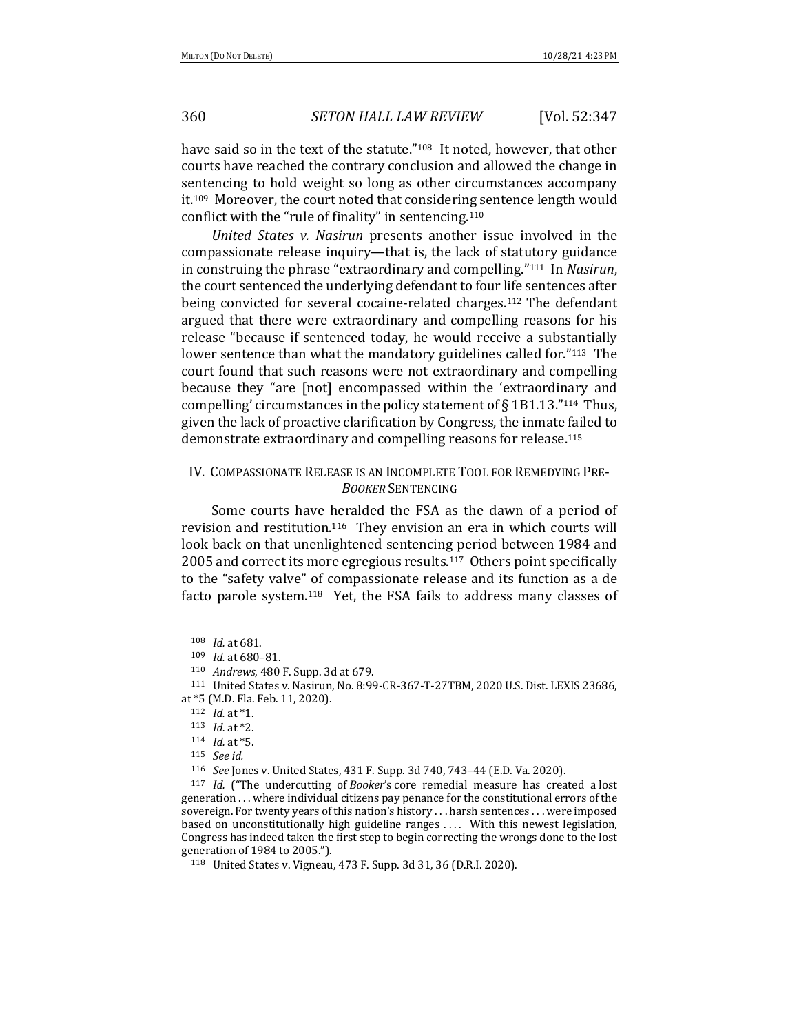have said so in the text of the statute."[108] It noted, however, that other courts have reached the contrary conclusion and allowed the change in sentencing to hold weight so long as other circumstances accompany it.[109] Moreover, the court noted that considering sentence length would conflict with the "rule of finality" in sentencing.[110]

*United States v. Nasirun* presents another issue involved in the compassionate release inquiry—that is, the lack of statutory guidance in construing the phrase "extraordinary and compelling."[111] In *Nasirun*, the court sentenced the underlying defendant to four life sentences after being convicted for several cocaine-related charges.[112] The defendant argued that there were extraordinary and compelling reasons for his release "because if sentenced today, he would receive a substantially lower sentence than what the mandatory guidelines called for."[113] The court found that such reasons were not extraordinary and compelling because they "are [not] encompassed within the 'extraordinary and compelling' circumstances in the policy statement of § 1B1.13."[114] Thus, given the lack of proactive clarification by Congress, the inmate failed to demonstrate extraordinary and compelling reasons for release.[115]

## IV. COMPASSIONATE RELEASE IS AN INCOMPLETE TOOL FOR REMEDYING PRE-*BOOKER* SENTENCING

Some courts have heralded the FSA as the dawn of a period of revision and restitution.[116] They envision an era in which courts will look back on that unenlightened sentencing period between 1984 and 2005 and correct its more egregious results.[117] Others point specifically to the "safety valve" of compassionate release and its function as a de facto parole system.[118] Yet, the FSA fails to address many classes of

---

[108] *Id.* at 681.

[109] *Id.* at 680–81.

[110] *Andrews*, 480 F. Supp. 3d at 679.

[111] United States v. Nasirun, No. 8:99-CR-367-T-27TBM, 2020 U.S. Dist. LEXIS 23686, at *5 (M.D. Fla. Feb. 11, 2020).

[112] *Id.* at *1.

[113] *Id.* at *2.

[114] *Id.* at *5.

[115] *See id.*

[116] *See* Jones v. United States, 431 F. Supp. 3d 740, 743–44 (E.D. Va. 2020).

[117] *Id.* ("The undercutting of *Booker*'s core remedial measure has created a lost generation . . . where individual citizens pay penance for the constitutional errors of the sovereign. For twenty years of this nation's history . . . harsh sentences . . . were imposed based on unconstitutionally high guideline ranges . . . . With this newest legislation, Congress has indeed taken the first step to begin correcting the wrongs done to the lost generation of 1984 to 2005.").

[118] United States v. Vigneau, 473 F. Supp. 3d 31, 36 (D.R.I. 2020).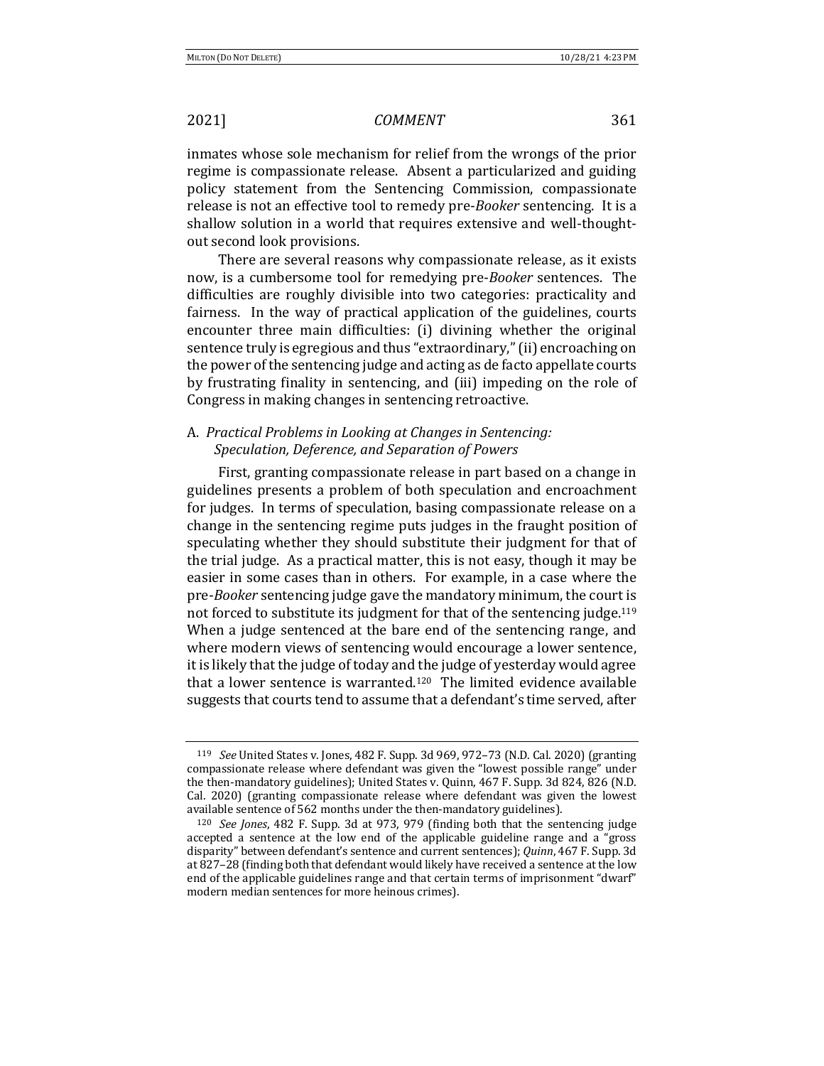inmates whose sole mechanism for relief from the wrongs of the prior regime is compassionate release. Absent a particularized and guiding policy statement from the Sentencing Commission, compassionate release is not an effective tool to remedy pre-*Booker* sentencing. It is a shallow solution in a world that requires extensive and well-thought-out second look provisions.

There are several reasons why compassionate release, as it exists now, is a cumbersome tool for remedying pre-*Booker* sentences. The difficulties are roughly divisible into two categories: practicality and fairness. In the way of practical application of the guidelines, courts encounter three main difficulties: (i) divining whether the original sentence truly is egregious and thus "extraordinary," (ii) encroaching on the power of the sentencing judge and acting as de facto appellate courts by frustrating finality in sentencing, and (iii) impeding on the role of Congress in making changes in sentencing retroactive.

### A. *Practical Problems in Looking at Changes in Sentencing: Speculation, Deference, and Separation of Powers*

First, granting compassionate release in part based on a change in guidelines presents a problem of both speculation and encroachment for judges. In terms of speculation, basing compassionate release on a change in the sentencing regime puts judges in the fraught position of speculating whether they should substitute their judgment for that of the trial judge. As a practical matter, this is not easy, though it may be easier in some cases than in others. For example, in a case where the pre-*Booker* sentencing judge gave the mandatory minimum, the court is not forced to substitute its judgment for that of the sentencing judge.[119] When a judge sentenced at the bare end of the sentencing range, and where modern views of sentencing would encourage a lower sentence, it is likely that the judge of today and the judge of yesterday would agree that a lower sentence is warranted.[120] The limited evidence available suggests that courts tend to assume that a defendant's time served, after

---

[119] *See* United States v. Jones, 482 F. Supp. 3d 969, 972–73 (N.D. Cal. 2020) (granting compassionate release where defendant was given the "lowest possible range" under the then-mandatory guidelines); United States v. Quinn, 467 F. Supp. 3d 824, 826 (N.D. Cal. 2020) (granting compassionate release where defendant was given the lowest available sentence of 562 months under the then-mandatory guidelines).

[120] *See Jones*, 482 F. Supp. 3d at 973, 979 (finding both that the sentencing judge accepted a sentence at the low end of the applicable guideline range and a "gross disparity" between defendant's sentence and current sentences); *Quinn*, 467 F. Supp. 3d at 827–28 (finding both that defendant would likely have received a sentence at the low end of the applicable guidelines range and that certain terms of imprisonment "dwarf" modern median sentences for more heinous crimes).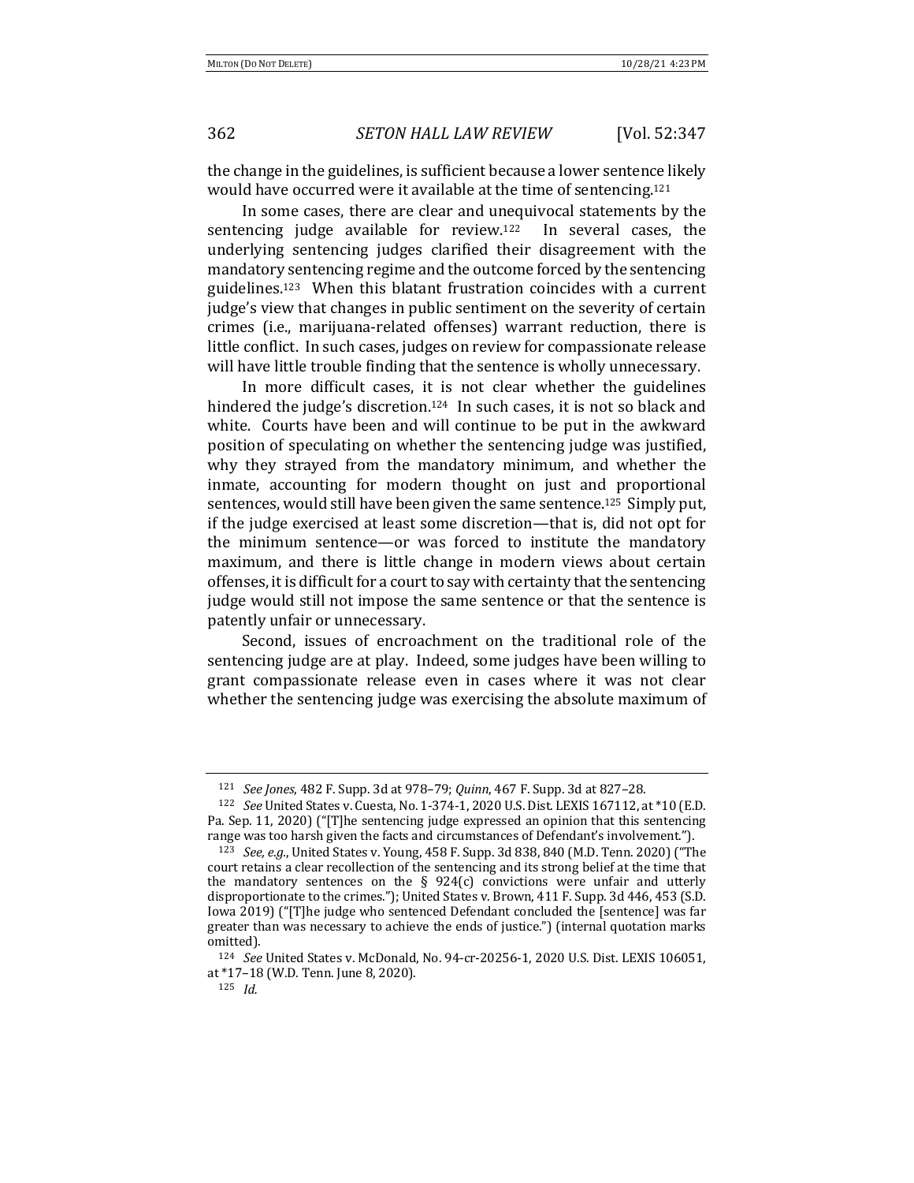the change in the guidelines, is sufficient because a lower sentence likely would have occurred were it available at the time of sentencing.[121]

In some cases, there are clear and unequivocal statements by the sentencing judge available for review.[122] In several cases, the underlying sentencing judges clarified their disagreement with the mandatory sentencing regime and the outcome forced by the sentencing guidelines.[123] When this blatant frustration coincides with a current judge's view that changes in public sentiment on the severity of certain crimes (i.e., marijuana-related offenses) warrant reduction, there is little conflict. In such cases, judges on review for compassionate release will have little trouble finding that the sentence is wholly unnecessary.

In more difficult cases, it is not clear whether the guidelines hindered the judge's discretion.[124] In such cases, it is not so black and white. Courts have been and will continue to be put in the awkward position of speculating on whether the sentencing judge was justified, why they strayed from the mandatory minimum, and whether the inmate, accounting for modern thought on just and proportional sentences, would still have been given the same sentence.[125] Simply put, if the judge exercised at least some discretion—that is, did not opt for the minimum sentence—or was forced to institute the mandatory maximum, and there is little change in modern views about certain offenses, it is difficult for a court to say with certainty that the sentencing judge would still not impose the same sentence or that the sentence is patently unfair or unnecessary.

Second, issues of encroachment on the traditional role of the sentencing judge are at play. Indeed, some judges have been willing to grant compassionate release even in cases where it was not clear whether the sentencing judge was exercising the absolute maximum of

---

[121] *See Jones*, 482 F. Supp. 3d at 978–79; *Quinn*, 467 F. Supp. 3d at 827–28.

[122] *See* United States v. Cuesta, No. 1-374-1, 2020 U.S. Dist. LEXIS 167112, at *10 (E.D. Pa. Sep. 11, 2020) ("[T]he sentencing judge expressed an opinion that this sentencing range was too harsh given the facts and circumstances of Defendant's involvement.").

[123] *See, e.g.*, United States v. Young, 458 F. Supp. 3d 838, 840 (M.D. Tenn. 2020) ("The court retains a clear recollection of the sentencing and its strong belief at the time that the mandatory sentences on the § 924(c) convictions were unfair and utterly disproportionate to the crimes."); United States v. Brown, 411 F. Supp. 3d 446, 453 (S.D. Iowa 2019) ("[T]he judge who sentenced Defendant concluded the [sentence] was far greater than was necessary to achieve the ends of justice.") (internal quotation marks omitted).

[124] *See* United States v. McDonald, No. 94-cr-20256-1, 2020 U.S. Dist. LEXIS 106051, at *17–18 (W.D. Tenn. June 8, 2020).

[125] *Id.*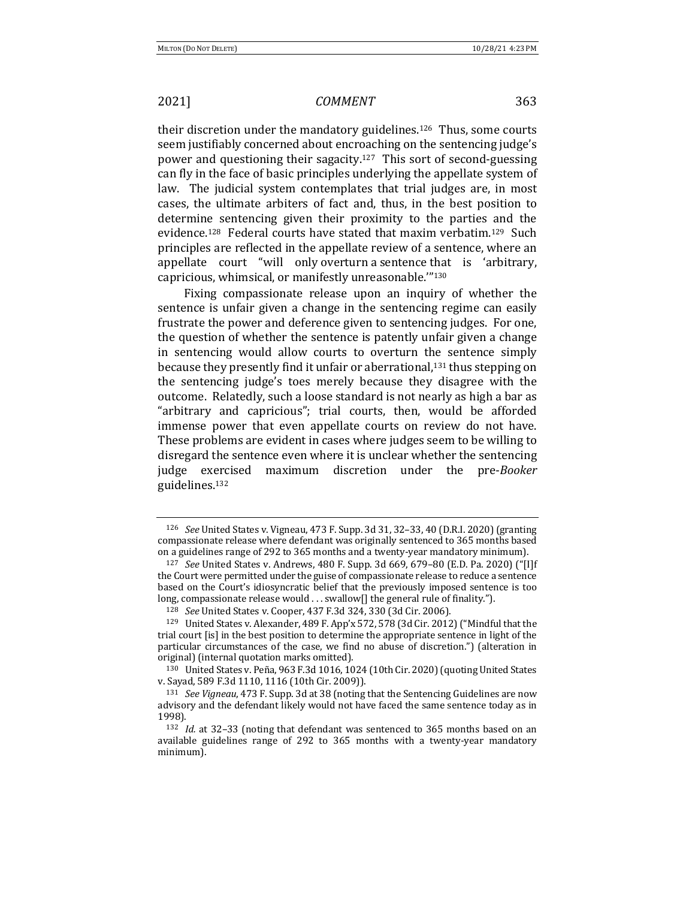their discretion under the mandatory guidelines.[126] Thus, some courts seem justifiably concerned about encroaching on the sentencing judge's power and questioning their sagacity.[127] This sort of second-guessing can fly in the face of basic principles underlying the appellate system of law. The judicial system contemplates that trial judges are, in most cases, the ultimate arbiters of fact and, thus, in the best position to determine sentencing given their proximity to the parties and the evidence.[128] Federal courts have stated that maxim verbatim.[129] Such principles are reflected in the appellate review of a sentence, where an appellate court "will only overturn a sentence that is 'arbitrary, capricious, whimsical, or manifestly unreasonable.'"[130]

Fixing compassionate release upon an inquiry of whether the sentence is unfair given a change in the sentencing regime can easily frustrate the power and deference given to sentencing judges. For one, the question of whether the sentence is patently unfair given a change in sentencing would allow courts to overturn the sentence simply because they presently find it unfair or aberrational,[131] thus stepping on the sentencing judge's toes merely because they disagree with the outcome. Relatedly, such a loose standard is not nearly as high a bar as "arbitrary and capricious"; trial courts, then, would be afforded immense power that even appellate courts on review do not have. These problems are evident in cases where judges seem to be willing to disregard the sentence even where it is unclear whether the sentencing judge exercised maximum discretion under the pre-*Booker* guidelines.[132]

---

[126] *See* United States v. Vigneau, 473 F. Supp. 3d 31, 32–33, 40 (D.R.I. 2020) (granting compassionate release where defendant was originally sentenced to 365 months based on a guidelines range of 292 to 365 months and a twenty-year mandatory minimum).

[127] *See* United States v. Andrews, 480 F. Supp. 3d 669, 679–80 (E.D. Pa. 2020) ("[I]f the Court were permitted under the guise of compassionate release to reduce a sentence based on the Court's idiosyncratic belief that the previously imposed sentence is too long, compassionate release would . . . swallow[] the general rule of finality.").

[128] *See* United States v. Cooper, 437 F.3d 324, 330 (3d Cir. 2006).

[129] United States v. Alexander, 489 F. App'x 572, 578 (3d Cir. 2012) ("Mindful that the trial court [is] in the best position to determine the appropriate sentence in light of the particular circumstances of the case, we find no abuse of discretion.") (alteration in original) (internal quotation marks omitted).

[130] United States v. Peña, 963 F.3d 1016, 1024 (10th Cir. 2020) (quoting United States v. Sayad, 589 F.3d 1110, 1116 (10th Cir. 2009)).

[131] *See Vigneau*, 473 F. Supp. 3d at 38 (noting that the Sentencing Guidelines are now advisory and the defendant likely would not have faced the same sentence today as in 1998).

[132] *Id.* at 32–33 (noting that defendant was sentenced to 365 months based on an available guidelines range of 292 to 365 months with a twenty-year mandatory minimum).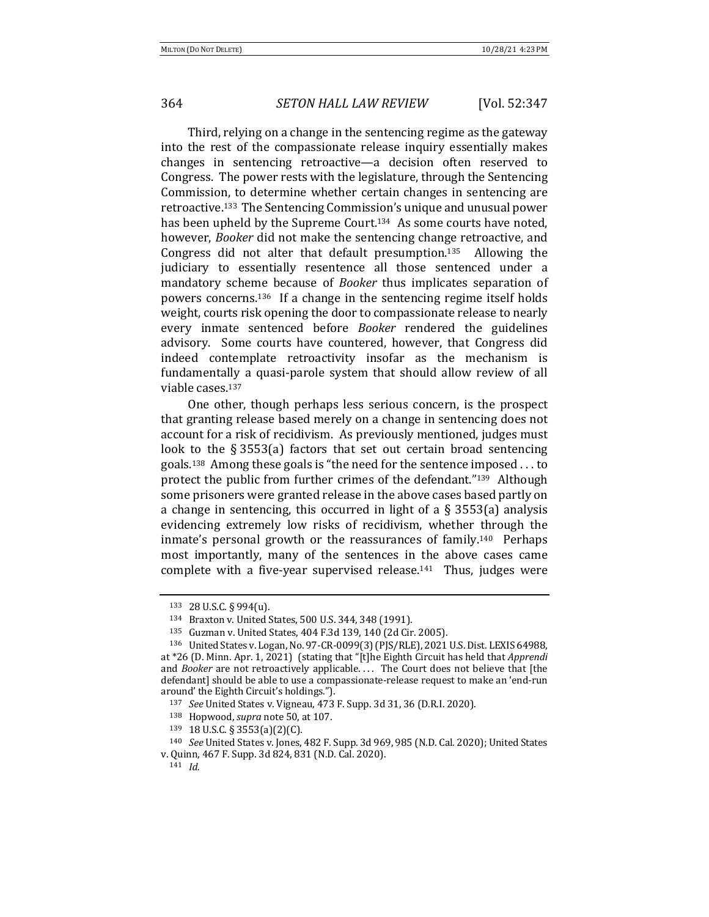Third, relying on a change in the sentencing regime as the gateway into the rest of the compassionate release inquiry essentially makes changes in sentencing retroactive—a decision often reserved to Congress. The power rests with the legislature, through the Sentencing Commission, to determine whether certain changes in sentencing are retroactive.[133] The Sentencing Commission's unique and unusual power has been upheld by the Supreme Court.[134] As some courts have noted, however, *Booker* did not make the sentencing change retroactive, and Congress did not alter that default presumption.[135] Allowing the judiciary to essentially resentence all those sentenced under a mandatory scheme because of *Booker* thus implicates separation of powers concerns.[136] If a change in the sentencing regime itself holds weight, courts risk opening the door to compassionate release to nearly every inmate sentenced before *Booker* rendered the guidelines advisory. Some courts have countered, however, that Congress did indeed contemplate retroactivity insofar as the mechanism is fundamentally a quasi-parole system that should allow review of all viable cases.[137]

One other, though perhaps less serious concern, is the prospect that granting release based merely on a change in sentencing does not account for a risk of recidivism. As previously mentioned, judges must look to the § 3553(a) factors that set out certain broad sentencing goals.[138] Among these goals is "the need for the sentence imposed . . . to protect the public from further crimes of the defendant."[139] Although some prisoners were granted release in the above cases based partly on a change in sentencing, this occurred in light of a § 3553(a) analysis evidencing extremely low risks of recidivism, whether through the inmate's personal growth or the reassurances of family.[140] Perhaps most importantly, many of the sentences in the above cases came complete with a five-year supervised release.[141] Thus, judges were

---

[133] 28 U.S.C. § 994(u).

[134] Braxton v. United States, 500 U.S. 344, 348 (1991).

[135] Guzman v. United States, 404 F.3d 139, 140 (2d Cir. 2005).

[136] United States v. Logan, No. 97-CR-0099(3) (PJS/RLE), 2021 U.S. Dist. LEXIS 64988, at *26 (D. Minn. Apr. 1, 2021) (stating that "[t]he Eighth Circuit has held that *Apprendi* and *Booker* are not retroactively applicable. . . . The Court does not believe that [the defendant] should be able to use a compassionate-release request to make an 'end-run around' the Eighth Circuit's holdings.").

[137] *See* United States v. Vigneau, 473 F. Supp. 3d 31, 36 (D.R.I. 2020).

[138] Hopwood, *supra* note 50, at 107.

[139] 18 U.S.C. § 3553(a)(2)(C).

[140] *See* United States v. Jones, 482 F. Supp. 3d 969, 985 (N.D. Cal. 2020); United States v. Quinn, 467 F. Supp. 3d 824, 831 (N.D. Cal. 2020).

[141] *Id.*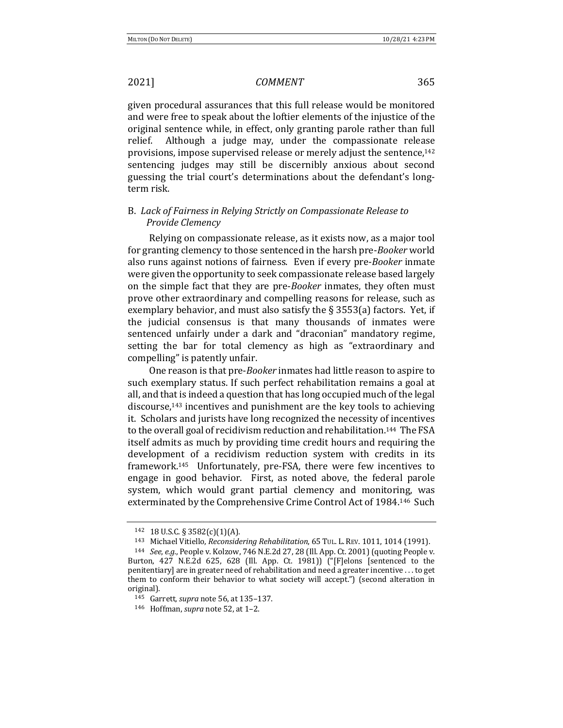given procedural assurances that this full release would be monitored and were free to speak about the loftier elements of the injustice of the original sentence while, in effect, only granting parole rather than full relief. Although a judge may, under the compassionate release provisions, impose supervised release or merely adjust the sentence,[142] sentencing judges may still be discernibly anxious about second guessing the trial court's determinations about the defendant's long-term risk.

### B. *Lack of Fairness in Relying Strictly on Compassionate Release to Provide Clemency*

Relying on compassionate release, as it exists now, as a major tool for granting clemency to those sentenced in the harsh pre-*Booker* world also runs against notions of fairness. Even if every pre-*Booker* inmate were given the opportunity to seek compassionate release based largely on the simple fact that they are pre-*Booker* inmates, they often must prove other extraordinary and compelling reasons for release, such as exemplary behavior, and must also satisfy the § 3553(a) factors. Yet, if the judicial consensus is that many thousands of inmates were sentenced unfairly under a dark and "draconian" mandatory regime, setting the bar for total clemency as high as "extraordinary and compelling" is patently unfair.

One reason is that pre-*Booker* inmates had little reason to aspire to such exemplary status. If such perfect rehabilitation remains a goal at all, and that is indeed a question that has long occupied much of the legal discourse,[143] incentives and punishment are the key tools to achieving it. Scholars and jurists have long recognized the necessity of incentives to the overall goal of recidivism reduction and rehabilitation.[144] The FSA itself admits as much by providing time credit hours and requiring the development of a recidivism reduction system with credits in its framework.[145] Unfortunately, pre-FSA, there were few incentives to engage in good behavior. First, as noted above, the federal parole system, which would grant partial clemency and monitoring, was exterminated by the Comprehensive Crime Control Act of 1984.[146] Such

---

[142] 18 U.S.C. § 3582(c)(1)(A).

[143] Michael Vitiello, *Reconsidering Rehabilitation*, 65 TUL. L. REV. 1011, 1014 (1991).

[144] *See, e.g.*, People v. Kolzow, 746 N.E.2d 27, 28 (Ill. App. Ct. 2001) (quoting People v. Burton, 427 N.E.2d 625, 628 (Ill. App. Ct. 1981)) ("[F]elons [sentenced to the penitentiary] are in greater need of rehabilitation and need a greater incentive . . . to get them to conform their behavior to what society will accept.") (second alteration in original).

[145] Garrett, *supra* note 56, at 135–137.

[146] Hoffman, *supra* note 52, at 1–2.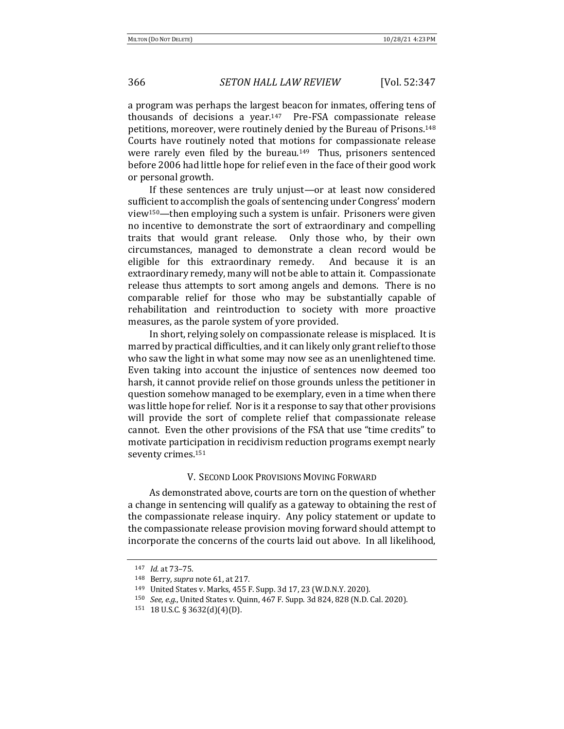a program was perhaps the largest beacon for inmates, offering tens of thousands of decisions a year.[147] Pre-FSA compassionate release petitions, moreover, were routinely denied by the Bureau of Prisons.[148] Courts have routinely noted that motions for compassionate release were rarely even filed by the bureau.[149] Thus, prisoners sentenced before 2006 had little hope for relief even in the face of their good work or personal growth.

If these sentences are truly unjust—or at least now considered sufficient to accomplish the goals of sentencing under Congress' modern view[150]—then employing such a system is unfair. Prisoners were given no incentive to demonstrate the sort of extraordinary and compelling traits that would grant release. Only those who, by their own circumstances, managed to demonstrate a clean record would be eligible for this extraordinary remedy. And because it is an extraordinary remedy, many will not be able to attain it. Compassionate release thus attempts to sort among angels and demons. There is no comparable relief for those who may be substantially capable of rehabilitation and reintroduction to society with more proactive measures, as the parole system of yore provided.

In short, relying solely on compassionate release is misplaced. It is marred by practical difficulties, and it can likely only grant relief to those who saw the light in what some may now see as an unenlightened time. Even taking into account the injustice of sentences now deemed too harsh, it cannot provide relief on those grounds unless the petitioner in question somehow managed to be exemplary, even in a time when there was little hope for relief. Nor is it a response to say that other provisions will provide the sort of complete relief that compassionate release cannot. Even the other provisions of the FSA that use "time credits" to motivate participation in recidivism reduction programs exempt nearly seventy crimes.[151]

## V. Second Look Provisions Moving Forward

As demonstrated above, courts are torn on the question of whether a change in sentencing will qualify as a gateway to obtaining the rest of the compassionate release inquiry. Any policy statement or update to the compassionate release provision moving forward should attempt to incorporate the concerns of the courts laid out above. In all likelihood,

---

[147] *Id.* at 73–75.

[148] Berry, *supra* note 61, at 217.

[149] United States v. Marks, 455 F. Supp. 3d 17, 23 (W.D.N.Y. 2020).

[150] *See, e.g.*, United States v. Quinn, 467 F. Supp. 3d 824, 828 (N.D. Cal. 2020).

[151] 18 U.S.C. § 3632(d)(4)(D).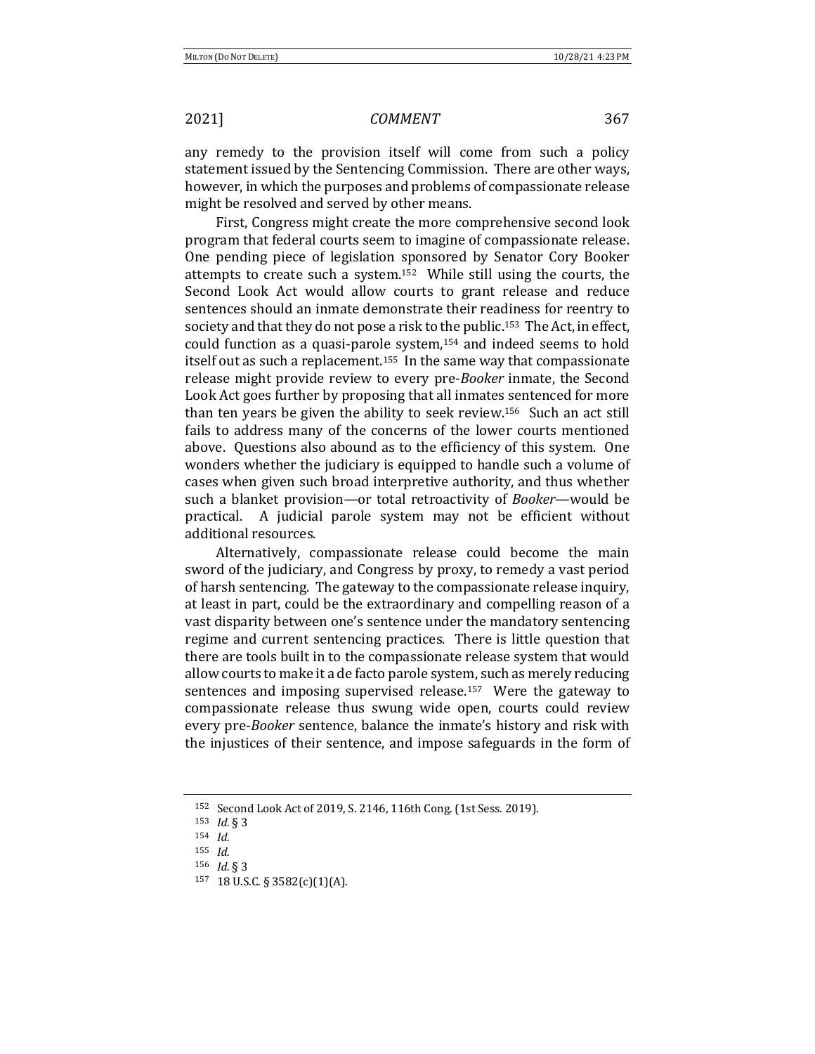any remedy to the provision itself will come from such a policy statement issued by the Sentencing Commission. There are other ways, however, in which the purposes and problems of compassionate release might be resolved and served by other means.

First, Congress might create the more comprehensive second look program that federal courts seem to imagine of compassionate release. One pending piece of legislation sponsored by Senator Cory Booker attempts to create such a system.[152] While still using the courts, the Second Look Act would allow courts to grant release and reduce sentences should an inmate demonstrate their readiness for reentry to society and that they do not pose a risk to the public.[153] The Act, in effect, could function as a quasi-parole system,[154] and indeed seems to hold itself out as such a replacement.[155] In the same way that compassionate release might provide review to every pre-*Booker* inmate, the Second Look Act goes further by proposing that all inmates sentenced for more than ten years be given the ability to seek review.[156] Such an act still fails to address many of the concerns of the lower courts mentioned above. Questions also abound as to the efficiency of this system. One wonders whether the judiciary is equipped to handle such a volume of cases when given such broad interpretive authority, and thus whether such a blanket provision—or total retroactivity of *Booker*—would be practical. A judicial parole system may not be efficient without additional resources.

Alternatively, compassionate release could become the main sword of the judiciary, and Congress by proxy, to remedy a vast period of harsh sentencing. The gateway to the compassionate release inquiry, at least in part, could be the extraordinary and compelling reason of a vast disparity between one's sentence under the mandatory sentencing regime and current sentencing practices. There is little question that there are tools built in to the compassionate release system that would allow courts to make it a de facto parole system, such as merely reducing sentences and imposing supervised release.[157] Were the gateway to compassionate release thus swung wide open, courts could review every pre-*Booker* sentence, balance the inmate's history and risk with the injustices of their sentence, and impose safeguards in the form of

[152] Second Look Act of 2019, S. 2146, 116th Cong. (1st Sess. 2019).

[153] *Id.* § 3

[154] *Id.*

[155] *Id.*

[156] *Id.* § 3

[157] 18 U.S.C. § 3582(c)(1)(A).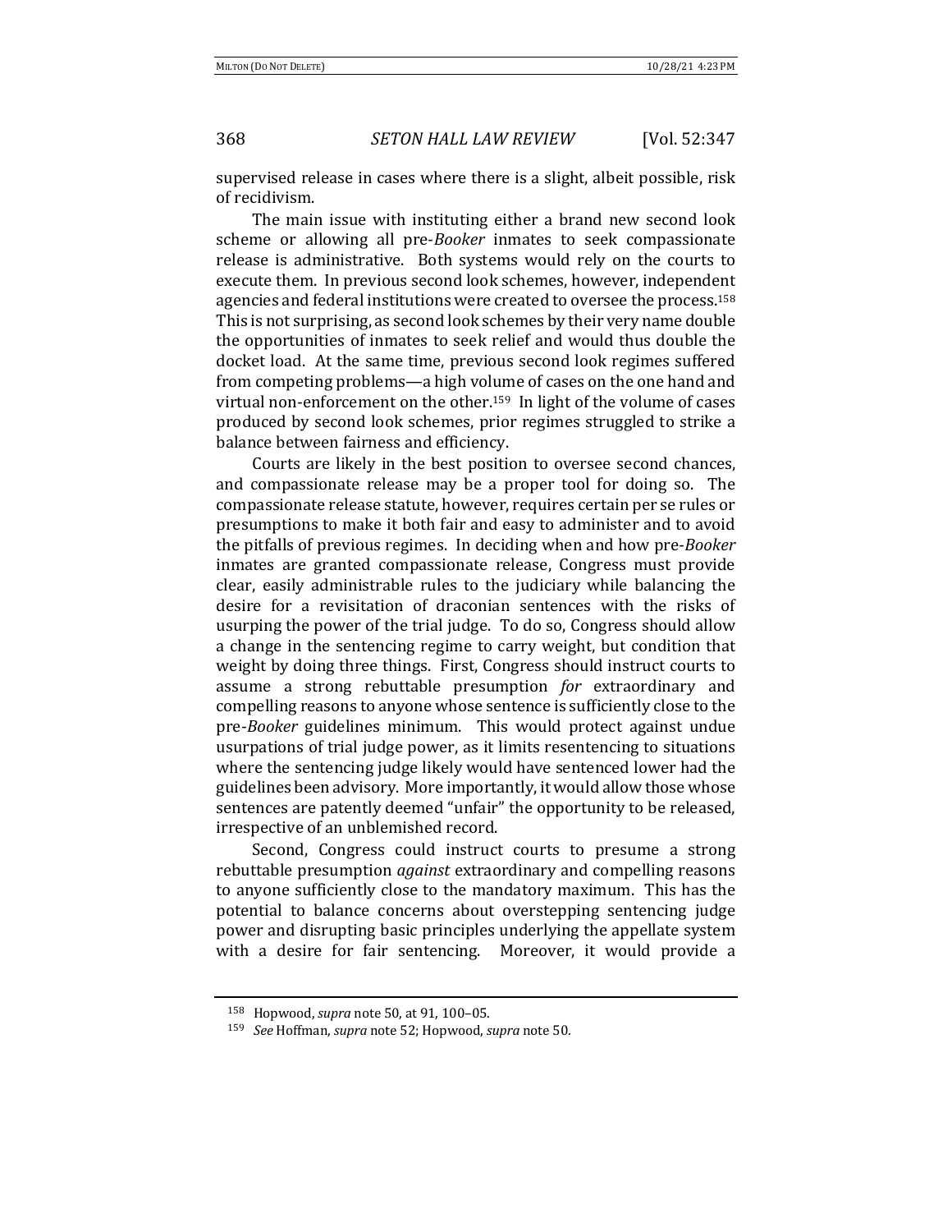supervised release in cases where there is a slight, albeit possible, risk of recidivism.

The main issue with instituting either a brand new second look scheme or allowing all pre-*Booker* inmates to seek compassionate release is administrative. Both systems would rely on the courts to execute them. In previous second look schemes, however, independent agencies and federal institutions were created to oversee the process.[158] This is not surprising, as second look schemes by their very name double the opportunities of inmates to seek relief and would thus double the docket load. At the same time, previous second look regimes suffered from competing problems—a high volume of cases on the one hand and virtual non-enforcement on the other.[159] In light of the volume of cases produced by second look schemes, prior regimes struggled to strike a balance between fairness and efficiency.

Courts are likely in the best position to oversee second chances, and compassionate release may be a proper tool for doing so. The compassionate release statute, however, requires certain per se rules or presumptions to make it both fair and easy to administer and to avoid the pitfalls of previous regimes. In deciding when and how pre-*Booker* inmates are granted compassionate release, Congress must provide clear, easily administrable rules to the judiciary while balancing the desire for a revisitation of draconian sentences with the risks of usurping the power of the trial judge. To do so, Congress should allow a change in the sentencing regime to carry weight, but condition that weight by doing three things. First, Congress should instruct courts to assume a strong rebuttable presumption *for* extraordinary and compelling reasons to anyone whose sentence is sufficiently close to the pre-*Booker* guidelines minimum. This would protect against undue usurpations of trial judge power, as it limits resentencing to situations where the sentencing judge likely would have sentenced lower had the guidelines been advisory. More importantly, it would allow those whose sentences are patently deemed "unfair" the opportunity to be released, irrespective of an unblemished record.

Second, Congress could instruct courts to presume a strong rebuttable presumption *against* extraordinary and compelling reasons to anyone sufficiently close to the mandatory maximum. This has the potential to balance concerns about overstepping sentencing judge power and disrupting basic principles underlying the appellate system with a desire for fair sentencing. Moreover, it would provide a

---

[158] Hopwood, *supra* note 50, at 91, 100–05.

[159] *See* Hoffman, *supra* note 52; Hopwood, *supra* note 50.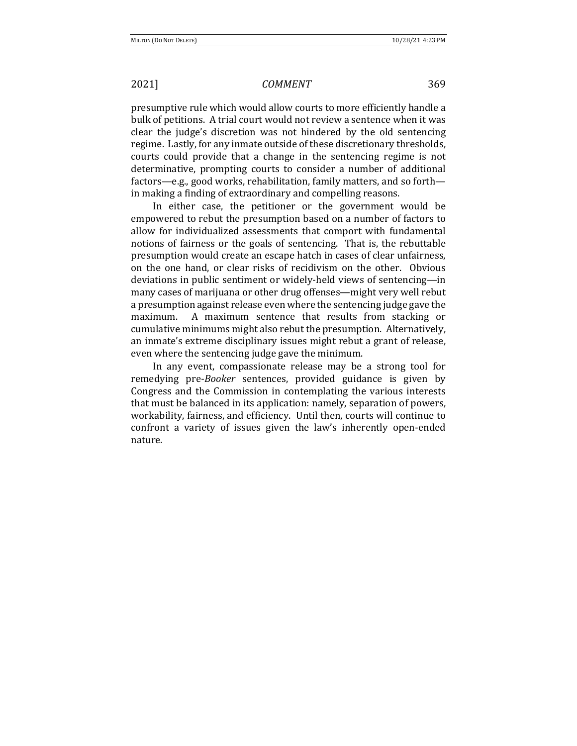presumptive rule which would allow courts to more efficiently handle a bulk of petitions. A trial court would not review a sentence when it was clear the judge's discretion was not hindered by the old sentencing regime. Lastly, for any inmate outside of these discretionary thresholds, courts could provide that a change in the sentencing regime is not determinative, prompting courts to consider a number of additional factors—e.g., good works, rehabilitation, family matters, and so forth—in making a finding of extraordinary and compelling reasons.

In either case, the petitioner or the government would be empowered to rebut the presumption based on a number of factors to allow for individualized assessments that comport with fundamental notions of fairness or the goals of sentencing. That is, the rebuttable presumption would create an escape hatch in cases of clear unfairness, on the one hand, or clear risks of recidivism on the other. Obvious deviations in public sentiment or widely-held views of sentencing—in many cases of marijuana or other drug offenses—might very well rebut a presumption against release even where the sentencing judge gave the maximum. A maximum sentence that results from stacking or cumulative minimums might also rebut the presumption. Alternatively, an inmate's extreme disciplinary issues might rebut a grant of release, even where the sentencing judge gave the minimum.

In any event, compassionate release may be a strong tool for remedying pre-*Booker* sentences, provided guidance is given by Congress and the Commission in contemplating the various interests that must be balanced in its application: namely, separation of powers, workability, fairness, and efficiency. Until then, courts will continue to confront a variety of issues given the law's inherently open-ended nature.